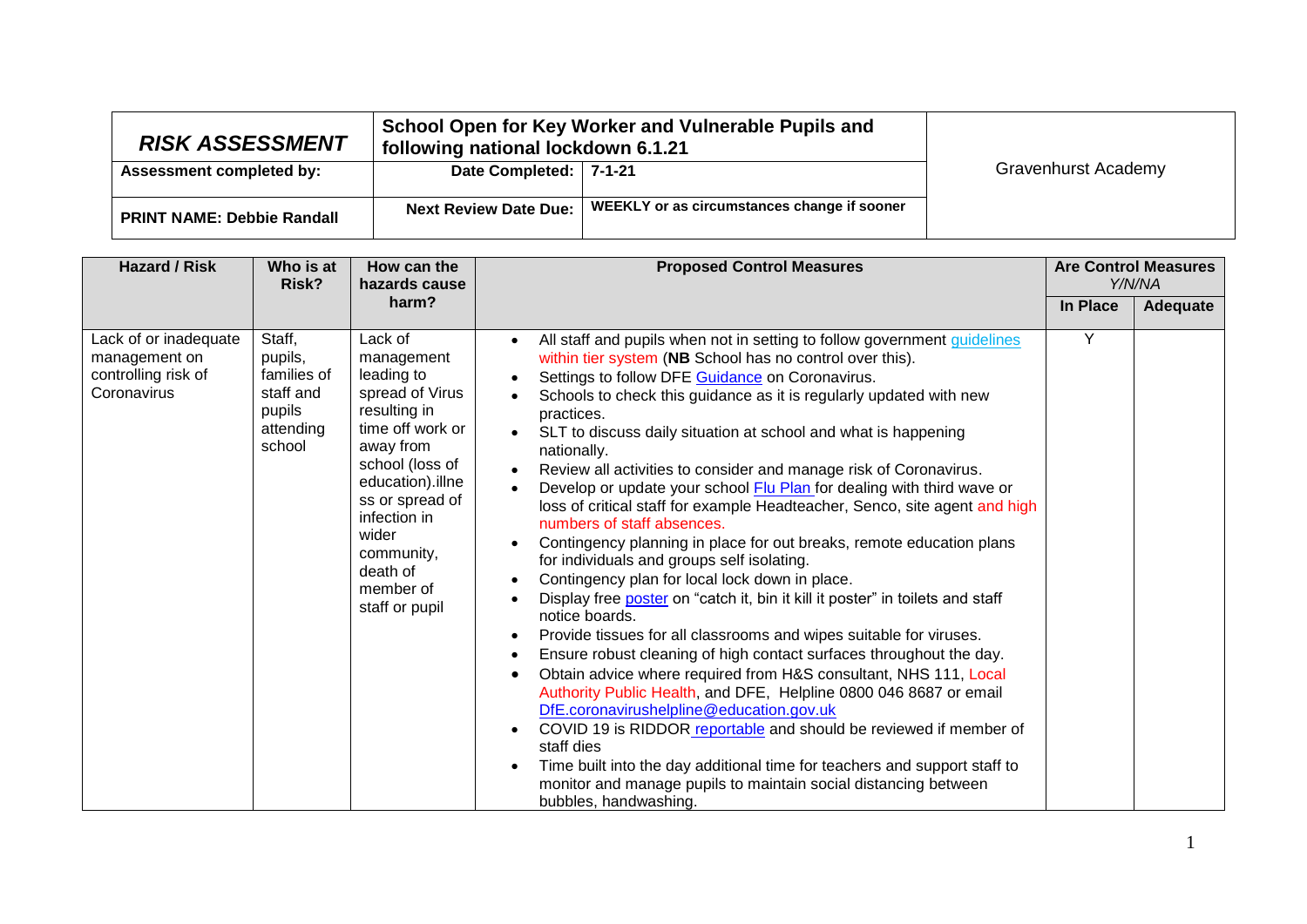| *RISK ASSESSMENT* | **School Open for Key Worker and Vulnerable Pupils and following national lockdown 6.1.21** | | Gravenhurst Academy |
|---|---|---|---|
| **Assessment completed by:** | **Date Completed:** | **7-1-21** | |
| **PRINT NAME: Debbie Randall** | **Next Review Date Due:** | **WEEKLY or as circumstances change if sooner** | |

| Hazard / Risk | Who is at Risk? | How can the hazards cause harm? | Proposed Control Measures | Are Control Measures *Y/N/NA* | |
|---|---|---|---|---|---|
| | | | | **In Place** | **Adequate** |
| Lack of or inadequate management on controlling risk of Coronavirus | Staff, pupils, families of staff and pupils attending school | Lack of management leading to spread of Virus resulting in time off work or away from school (loss of education).illness or spread of infection in wider community, death of member of staff or pupil | • All staff and pupils when not in setting to follow government guidelines within tier system (**NB** School has no control over this).<br>• Settings to follow DFE Guidance on Coronavirus.<br>• Schools to check this guidance as it is regularly updated with new practices.<br>• SLT to discuss daily situation at school and what is happening nationally.<br>• Review all activities to consider and manage risk of Coronavirus.<br>• Develop or update your school Flu Plan for dealing with third wave or loss of critical staff for example Headteacher, Senco, site agent and high numbers of staff absences.<br>• Contingency planning in place for out breaks, remote education plans for individuals and groups self isolating.<br>• Contingency plan for local lock down in place.<br>• Display free poster on "catch it, bin it kill it poster" in toilets and staff notice boards.<br>• Provide tissues for all classrooms and wipes suitable for viruses.<br>• Ensure robust cleaning of high contact surfaces throughout the day.<br>• Obtain advice where required from H&S consultant, NHS 111, Local Authority Public Health, and DFE, Helpline 0800 046 8687 or email DfE.coronavirushelpline@education.gov.uk<br>• COVID 19 is RIDDOR reportable and should be reviewed if member of staff dies<br>• Time built into the day additional time for teachers and support staff to monitor and manage pupils to maintain social distancing between bubbles, handwashing. | Y | |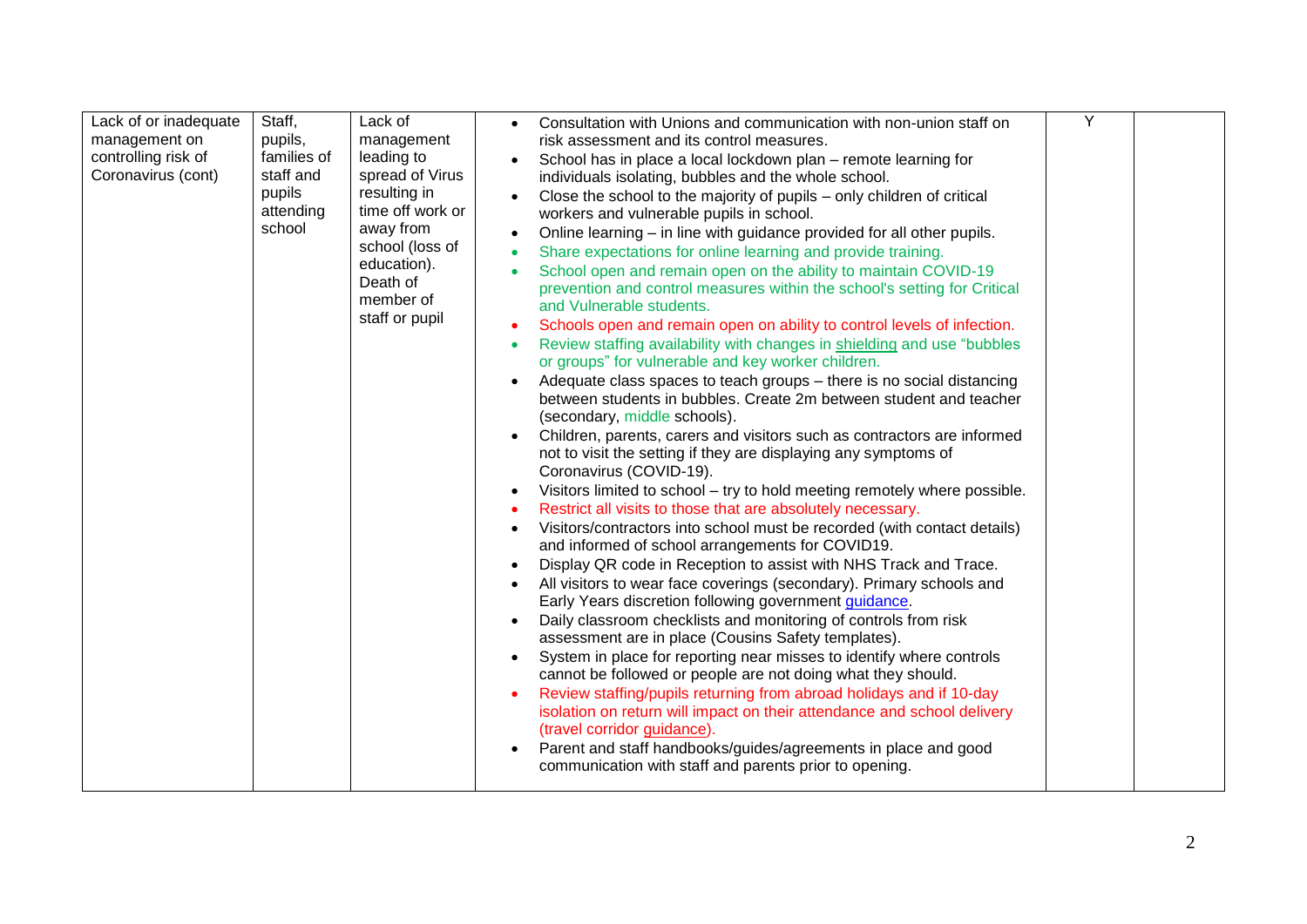| Lack of or inadequate management on controlling risk of Coronavirus (cont) | Staff, pupils, families of staff and pupils attending school | Lack of management leading to spread of Virus resulting in time off work or away from school (loss of education). Death of member of staff or pupil | <ul><li>Consultation with Unions and communication with non-union staff on risk assessment and its control measures.</li><li>School has in place a local lockdown plan – remote learning for individuals isolating, bubbles and the whole school.</li><li>Close the school to the majority of pupils – only children of critical workers and vulnerable pupils in school.</li><li>Online learning – in line with guidance provided for all other pupils.</li><li>Share expectations for online learning and provide training.</li><li>School open and remain open on the ability to maintain COVID-19 prevention and control measures within the school's setting for Critical and Vulnerable students.</li><li>Schools open and remain open on ability to control levels of infection.</li><li>Review staffing availability with changes in shielding and use "bubbles or groups" for vulnerable and key worker children.</li><li>Adequate class spaces to teach groups – there is no social distancing between students in bubbles. Create 2m between student and teacher (secondary, middle schools).</li><li>Children, parents, carers and visitors such as contractors are informed not to visit the setting if they are displaying any symptoms of Coronavirus (COVID-19).</li><li>Visitors limited to school – try to hold meeting remotely where possible.</li><li>Restrict all visits to those that are absolutely necessary.</li><li>Visitors/contractors into school must be recorded (with contact details) and informed of school arrangements for COVID19.</li><li>Display QR code in Reception to assist with NHS Track and Trace.</li><li>All visitors to wear face coverings (secondary). Primary schools and Early Years discretion following government guidance.</li><li>Daily classroom checklists and monitoring of controls from risk assessment are in place (Cousins Safety templates).</li><li>System in place for reporting near misses to identify where controls cannot be followed or people are not doing what they should.</li><li>Review staffing/pupils returning from abroad holidays and if 10-day isolation on return will impact on their attendance and school delivery (travel corridor guidance).</li><li>Parent and staff handbooks/guides/agreements in place and good communication with staff and parents prior to opening.</li></ul> | Y | |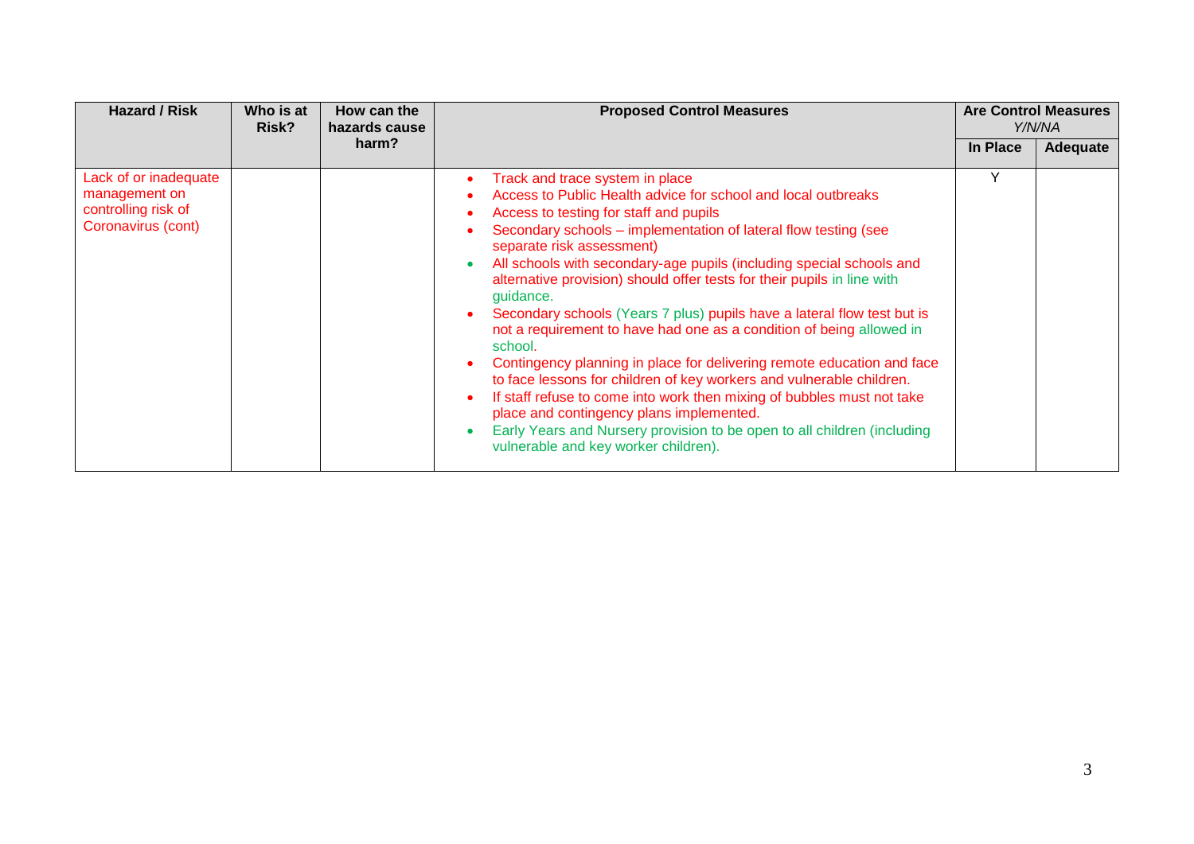| Hazard / Risk | Who is at Risk? | How can the hazards cause harm? | Proposed Control Measures | Are Control Measures *Y/N/NA* | |
|---|---|---|---|---|---|
| | | | | In Place | Adequate |
| Lack of or inadequate management on controlling risk of Coronavirus (cont) | | | • Track and trace system in place<br>• Access to Public Health advice for school and local outbreaks<br>• Access to testing for staff and pupils<br>• Secondary schools – implementation of lateral flow testing (see separate risk assessment)<br>• All schools with secondary-age pupils (including special schools and alternative provision) should offer tests for their pupils in line with guidance.<br>• Secondary schools (Years 7 plus) pupils have a lateral flow test but is not a requirement to have had one as a condition of being allowed in school.<br>• Contingency planning in place for delivering remote education and face to face lessons for children of key workers and vulnerable children.<br>• If staff refuse to come into work then mixing of bubbles must not take place and contingency plans implemented.<br>• Early Years and Nursery provision to be open to all children (including vulnerable and key worker children). | Y | |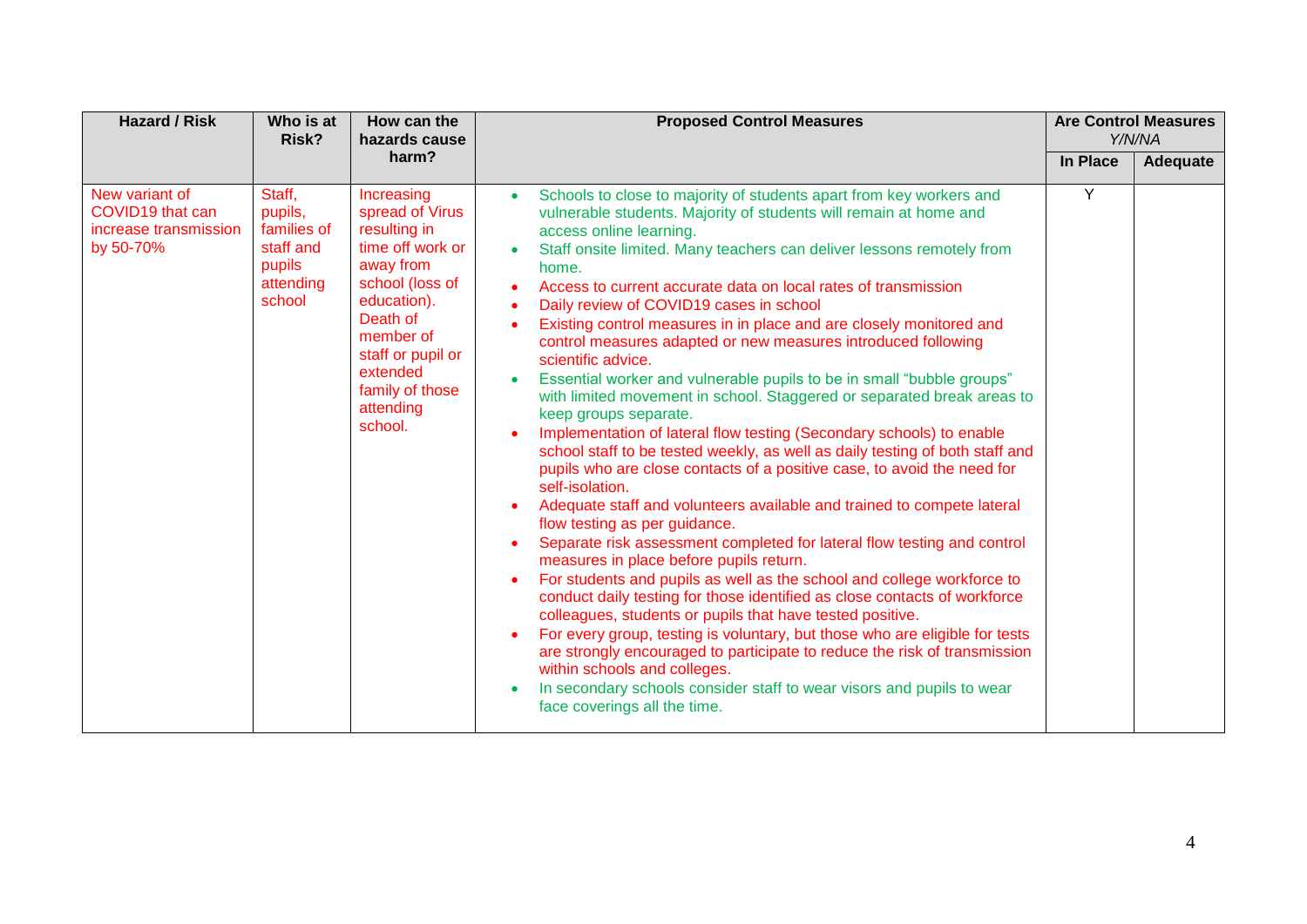| Hazard / Risk | Who is at Risk? | How can the hazards cause harm? | Proposed Control Measures | Are Control Measures *Y/N/NA* | |
|---|---|---|---|---|---|
| | | | | **In Place** | **Adequate** |
| New variant of COVID19 that can increase transmission by 50-70% | Staff, pupils, families of staff and pupils attending school | Increasing spread of Virus resulting in time off work or away from school (loss of education). Death of member of staff or pupil or extended family of those attending school. | • Schools to close to majority of students apart from key workers and vulnerable students. Majority of students will remain at home and access online learning.<br>• Staff onsite limited. Many teachers can deliver lessons remotely from home.<br>• Access to current accurate data on local rates of transmission<br>• Daily review of COVID19 cases in school<br>• Existing control measures in in place and are closely monitored and control measures adapted or new measures introduced following scientific advice.<br>• Essential worker and vulnerable pupils to be in small "bubble groups" with limited movement in school. Staggered or separated break areas to keep groups separate.<br>• Implementation of lateral flow testing (Secondary schools) to enable school staff to be tested weekly, as well as daily testing of both staff and pupils who are close contacts of a positive case, to avoid the need for self-isolation.<br>• Adequate staff and volunteers available and trained to compete lateral flow testing as per guidance.<br>• Separate risk assessment completed for lateral flow testing and control measures in place before pupils return.<br>• For students and pupils as well as the school and college workforce to conduct daily testing for those identified as close contacts of workforce colleagues, students or pupils that have tested positive.<br>• For every group, testing is voluntary, but those who are eligible for tests are strongly encouraged to participate to reduce the risk of transmission within schools and colleges.<br>• In secondary schools consider staff to wear visors and pupils to wear face coverings all the time. | Y | |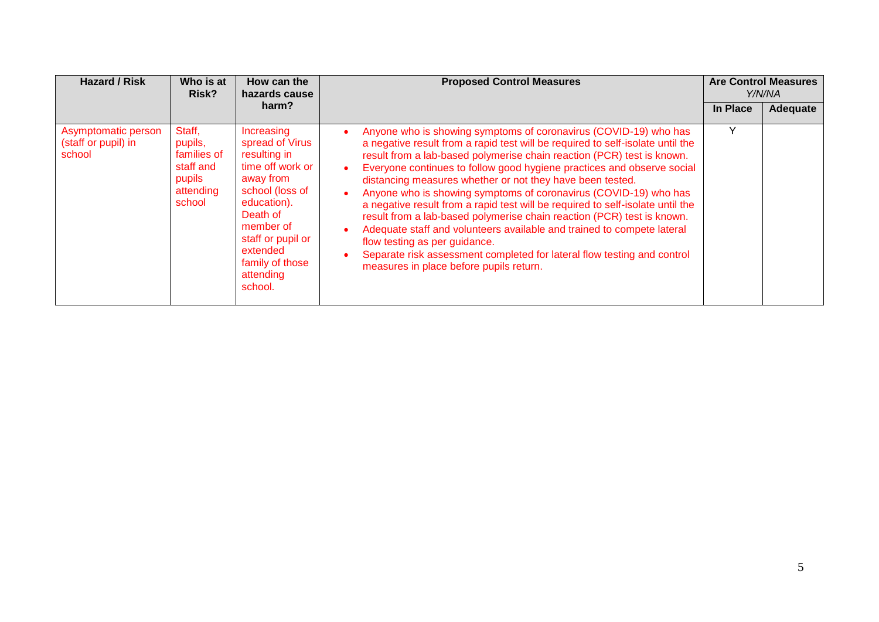| Hazard / Risk | Who is at Risk? | How can the hazards cause harm? | Proposed Control Measures | Are Control Measures *Y/N/NA* | |
|---|---|---|---|---|---|
| | | | | In Place | Adequate |
| Asymptomatic person (staff or pupil) in school | Staff, pupils, families of staff and pupils attending school | Increasing spread of Virus resulting in time off work or away from school (loss of education). Death of member of staff or pupil or extended family of those attending school. | • Anyone who is showing symptoms of coronavirus (COVID-19) who has a negative result from a rapid test will be required to self-isolate until the result from a lab-based polymerise chain reaction (PCR) test is known.<br>• Everyone continues to follow good hygiene practices and observe social distancing measures whether or not they have been tested.<br>• Anyone who is showing symptoms of coronavirus (COVID-19) who has a negative result from a rapid test will be required to self-isolate until the result from a lab-based polymerise chain reaction (PCR) test is known.<br>• Adequate staff and volunteers available and trained to compete lateral flow testing as per guidance.<br>• Separate risk assessment completed for lateral flow testing and control measures in place before pupils return. | Y | |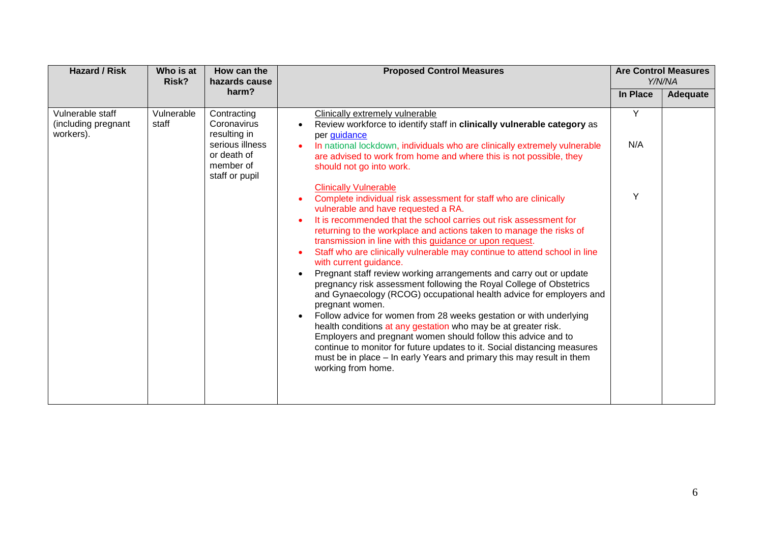| Hazard / Risk | Who is at Risk? | How can the hazards cause harm? | Proposed Control Measures | Are Control Measures *Y/N/NA* | |
|---|---|---|---|---|---|
| | | | | **In Place** | **Adequate** |
| Vulnerable staff (including pregnant workers). | Vulnerable staff | Contracting Coronavirus resulting in serious illness or death of member of staff or pupil | Clinically extremely vulnerable<br>• Review workforce to identify staff in **clinically vulnerable category** as per guidance<br>• In national lockdown, individuals who are clinically extremely vulnerable are advised to work from home and where this is not possible, they should not go into work.<br><br>Clinically Vulnerable<br>• Complete individual risk assessment for staff who are clinically vulnerable and have requested a RA.<br>• It is recommended that the school carries out risk assessment for returning to the workplace and actions taken to manage the risks of transmission in line with this guidance or upon request.<br>• Staff who are clinically vulnerable may continue to attend school in line with current guidance.<br>• Pregnant staff review working arrangements and carry out or update pregnancy risk assessment following the Royal College of Obstetrics and Gynaecology (RCOG) occupational health advice for employers and pregnant women.<br>• Follow advice for women from 28 weeks gestation or with underlying health conditions at any gestation who may be at greater risk. Employers and pregnant women should follow this advice and to continue to monitor for future updates to it. Social distancing measures must be in place – In early Years and primary this may result in them working from home. | Y<br><br>N/A<br><br>Y | |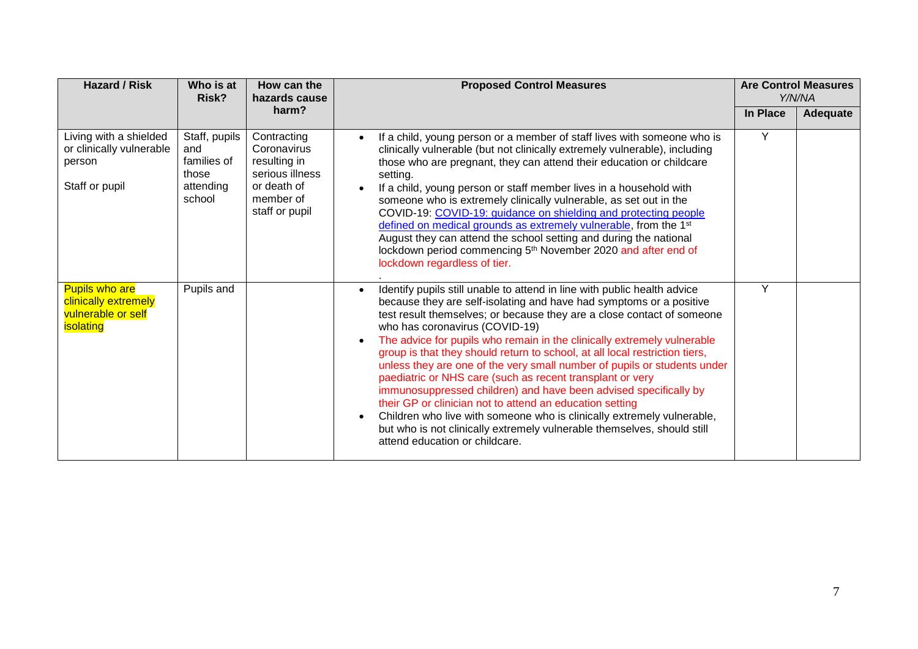| Hazard / Risk | Who is at Risk? | How can the hazards cause harm? | Proposed Control Measures | Are Control Measures *Y/N/NA* | |
|---|---|---|---|---|---|
| | | | | In Place | Adequate |
| Living with a shielded or clinically vulnerable person<br><br>Staff or pupil | Staff, pupils and families of those attending school | Contracting Coronavirus resulting in serious illness or death of member of staff or pupil | • If a child, young person or a member of staff lives with someone who is clinically vulnerable (but not clinically extremely vulnerable), including those who are pregnant, they can attend their education or childcare setting.<br>• If a child, young person or staff member lives in a household with someone who is extremely clinically vulnerable, as set out in the COVID-19: [COVID-19: guidance on shielding and protecting people defined on medical grounds as extremely vulnerable](), from the 1st August they can attend the school setting and during the national lockdown period commencing 5th November 2020 and after end of lockdown regardless of tier.<br>. | Y | |
| Pupils who are clinically extremely vulnerable or self isolating | Pupils and | | • Identify pupils still unable to attend in line with public health advice because they are self-isolating and have had symptoms or a positive test result themselves; or because they are a close contact of someone who has coronavirus (COVID-19)<br>• The advice for pupils who remain in the clinically extremely vulnerable group is that they should return to school, at all local restriction tiers, unless they are one of the very small number of pupils or students under paediatric or NHS care (such as recent transplant or very immunosuppressed children) and have been advised specifically by their GP or clinician not to attend an education setting<br>• Children who live with someone who is clinically extremely vulnerable, but who is not clinically extremely vulnerable themselves, should still attend education or childcare. | Y | |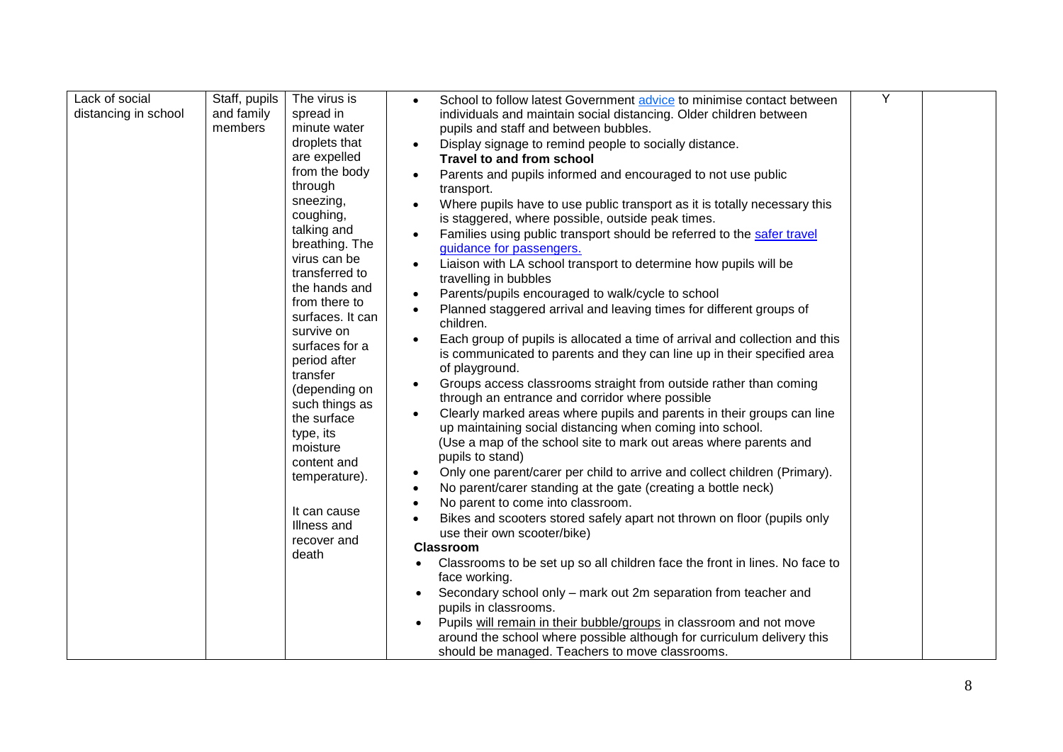| Lack of social distancing in school | Staff, pupils and family members | The virus is spread in minute water droplets that are expelled from the body through sneezing, coughing, talking and breathing. The virus can be transferred to the hands and from there to surfaces. It can survive on surfaces for a period after transfer (depending on such things as the surface type, its moisture content and temperature).<br><br>It can cause Illness and recover and death | • School to follow latest Government [advice](advice) to minimise contact between individuals and maintain social distancing. Older children between pupils and staff and between bubbles.<br>• Display signage to remind people to socially distance.<br>**Travel to and from school**<br>• Parents and pupils informed and encouraged to not use public transport.<br>• Where pupils have to use public transport as it is totally necessary this is staggered, where possible, outside peak times.<br>• Families using public transport should be referred to the [safer travel guidance for passengers.](safer travel guidance for passengers.)<br>• Liaison with LA school transport to determine how pupils will be travelling in bubbles<br>• Parents/pupils encouraged to walk/cycle to school<br>• Planned staggered arrival and leaving times for different groups of children.<br>• Each group of pupils is allocated a time of arrival and collection and this is communicated to parents and they can line up in their specified area of playground.<br>• Groups access classrooms straight from outside rather than coming through an entrance and corridor where possible<br>• Clearly marked areas where pupils and parents in their groups can line up maintaining social distancing when coming into school. (Use a map of the school site to mark out areas where parents and pupils to stand)<br>• Only one parent/carer per child to arrive and collect children (Primary).<br>• No parent/carer standing at the gate (creating a bottle neck)<br>• No parent to come into classroom.<br>• Bikes and scooters stored safely apart not thrown on floor (pupils only use their own scooter/bike)<br>**Classroom**<br>• Classrooms to be set up so all children face the front in lines. No face to face working.<br>• Secondary school only – mark out 2m separation from teacher and pupils in classrooms.<br>• Pupils will remain in their bubble/groups in classroom and not move around the school where possible although for curriculum delivery this should be managed. Teachers to move classrooms. | Y | |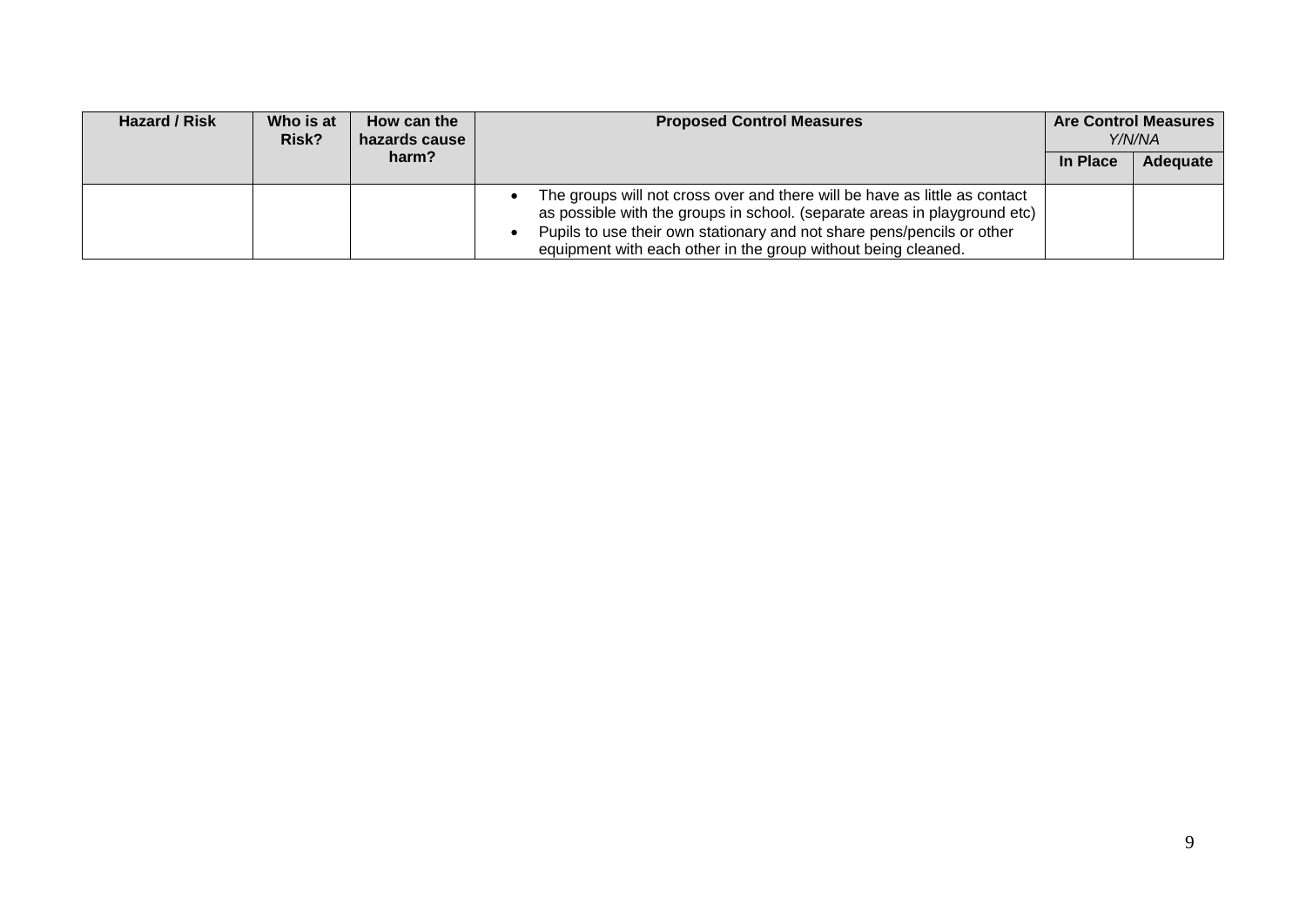| Hazard / Risk | Who is at Risk? | How can the hazards cause harm? | Proposed Control Measures | Are Control Measures *Y/N/NA* | |
|---|---|---|---|---|---|
| | | | | In Place | Adequate |
| | | | • The groups will not cross over and there will be have as little as contact as possible with the groups in school. (separate areas in playground etc)<br>• Pupils to use their own stationary and not share pens/pencils or other equipment with each other in the group without being cleaned. | | |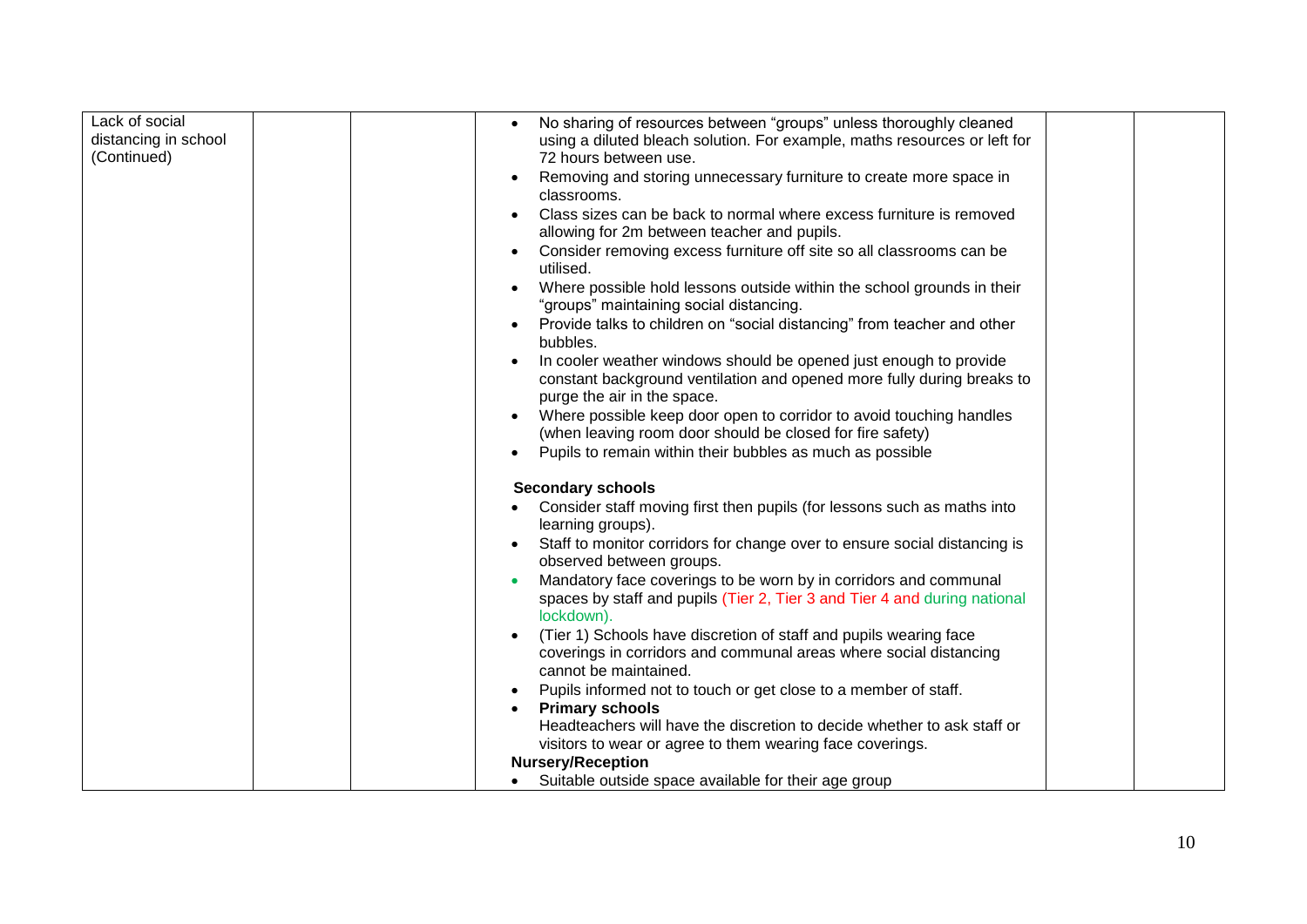| Lack of social distancing in school (Continued) | | | • No sharing of resources between "groups" unless thoroughly cleaned using a diluted bleach solution. For example, maths resources or left for 72 hours between use.<br>• Removing and storing unnecessary furniture to create more space in classrooms.<br>• Class sizes can be back to normal where excess furniture is removed allowing for 2m between teacher and pupils.<br>• Consider removing excess furniture off site so all classrooms can be utilised.<br>• Where possible hold lessons outside within the school grounds in their "groups" maintaining social distancing.<br>• Provide talks to children on "social distancing" from teacher and other bubbles.<br>• In cooler weather windows should be opened just enough to provide constant background ventilation and opened more fully during breaks to purge the air in the space.<br>• Where possible keep door open to corridor to avoid touching handles (when leaving room door should be closed for fire safety)<br>• Pupils to remain within their bubbles as much as possible<br><br>**Secondary schools**<br>• Consider staff moving first then pupils (for lessons such as maths into learning groups).<br>• Staff to monitor corridors for change over to ensure social distancing is observed between groups.<br>• Mandatory face coverings to be worn by in corridors and communal spaces by staff and pupils (Tier 2, Tier 3 and Tier 4 and during national lockdown).<br>• (Tier 1) Schools have discretion of staff and pupils wearing face coverings in corridors and communal areas where social distancing cannot be maintained.<br>• Pupils informed not to touch or get close to a member of staff.<br>• **Primary schools**<br>Headteachers will have the discretion to decide whether to ask staff or visitors to wear or agree to them wearing face coverings.<br>**Nursery/Reception**<br>• Suitable outside space available for their age group | | |
|---|---|---|---|---|---|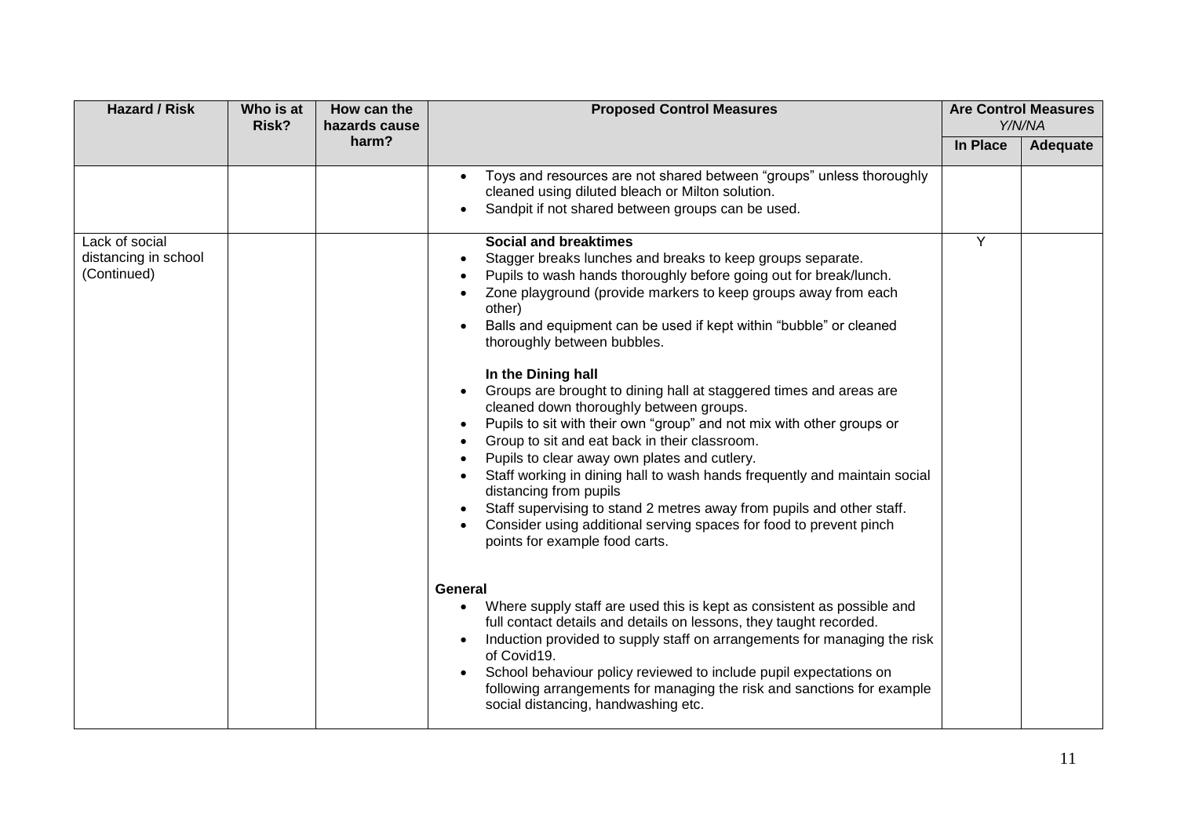| Hazard / Risk | Who is at Risk? | How can the hazards cause harm? | Proposed Control Measures | Are Control Measures *Y/N/NA* | |
|---|---|---|---|---|---|
| | | | | **In Place** | **Adequate** |
| | | | • Toys and resources are not shared between "groups" unless thoroughly cleaned using diluted bleach or Milton solution.<br>• Sandpit if not shared between groups can be used. | | |
| Lack of social distancing in school (Continued) | | | **Social and breaktimes**<br>• Stagger breaks lunches and breaks to keep groups separate.<br>• Pupils to wash hands thoroughly before going out for break/lunch.<br>• Zone playground (provide markers to keep groups away from each other)<br>• Balls and equipment can be used if kept within "bubble" or cleaned thoroughly between bubbles.<br><br>**In the Dining hall**<br>• Groups are brought to dining hall at staggered times and areas are cleaned down thoroughly between groups.<br>• Pupils to sit with their own "group" and not mix with other groups or<br>• Group to sit and eat back in their classroom.<br>• Pupils to clear away own plates and cutlery.<br>• Staff working in dining hall to wash hands frequently and maintain social distancing from pupils<br>• Staff supervising to stand 2 metres away from pupils and other staff.<br>• Consider using additional serving spaces for food to prevent pinch points for example food carts.<br><br>**General**<br>• Where supply staff are used this is kept as consistent as possible and full contact details and details on lessons, they taught recorded.<br>• Induction provided to supply staff on arrangements for managing the risk of Covid19.<br>• School behaviour policy reviewed to include pupil expectations on following arrangements for managing the risk and sanctions for example social distancing, handwashing etc. | Y | |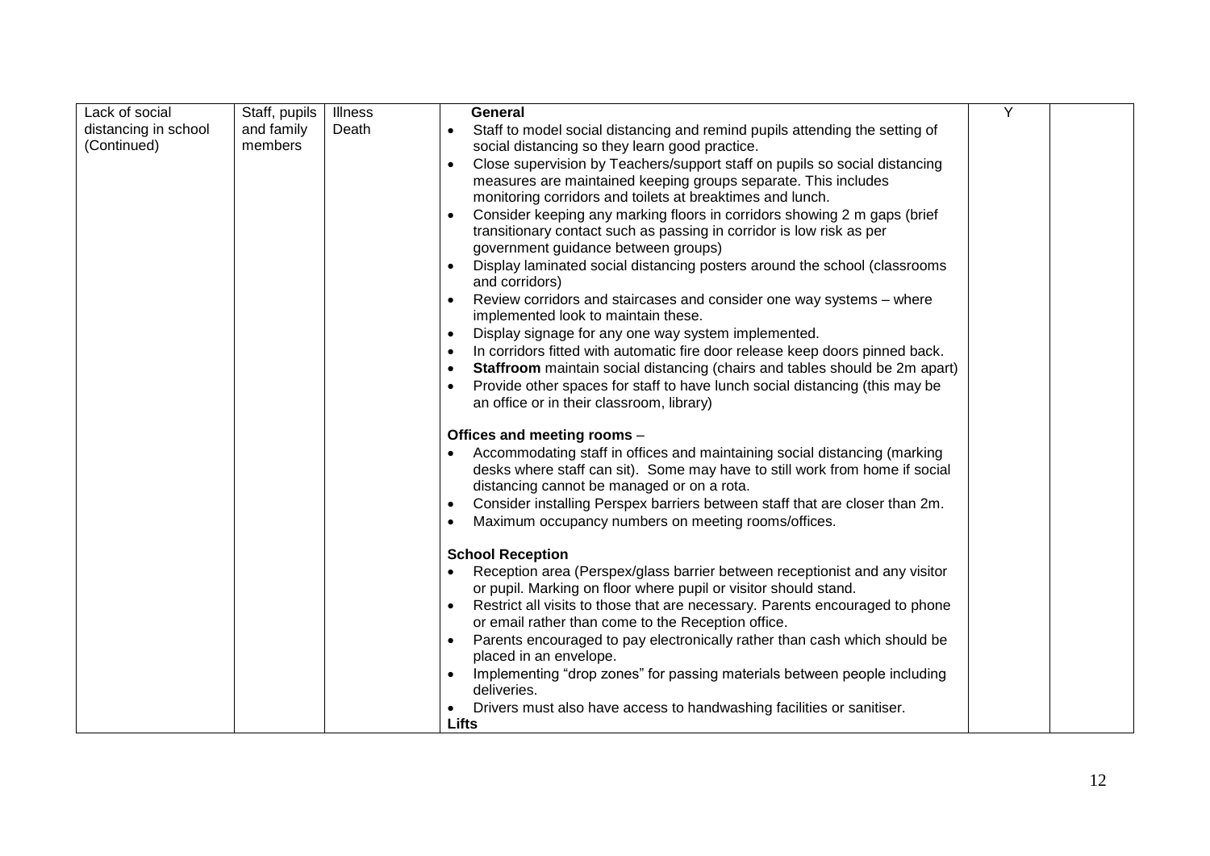| | | | | | |
|---|---|---|---|---|---|
| Lack of social distancing in school (Continued) | Staff, pupils and family members | Illness<br>Death | **General**<br>• Staff to model social distancing and remind pupils attending the setting of social distancing so they learn good practice.<br>• Close supervision by Teachers/support staff on pupils so social distancing measures are maintained keeping groups separate. This includes monitoring corridors and toilets at breaktimes and lunch.<br>• Consider keeping any marking floors in corridors showing 2 m gaps (brief transitionary contact such as passing in corridor is low risk as per government guidance between groups)<br>• Display laminated social distancing posters around the school (classrooms and corridors)<br>• Review corridors and staircases and consider one way systems – where implemented look to maintain these.<br>• Display signage for any one way system implemented.<br>• In corridors fitted with automatic fire door release keep doors pinned back.<br>• **Staffroom** maintain social distancing (chairs and tables should be 2m apart)<br>• Provide other spaces for staff to have lunch social distancing (this may be an office or in their classroom, library)<br><br>**Offices and meeting rooms** –<br>• Accommodating staff in offices and maintaining social distancing (marking desks where staff can sit). Some may have to still work from home if social distancing cannot be managed or on a rota.<br>• Consider installing Perspex barriers between staff that are closer than 2m.<br>• Maximum occupancy numbers on meeting rooms/offices.<br><br>**School Reception**<br>• Reception area (Perspex/glass barrier between receptionist and any visitor or pupil. Marking on floor where pupil or visitor should stand.<br>• Restrict all visits to those that are necessary. Parents encouraged to phone or email rather than come to the Reception office.<br>• Parents encouraged to pay electronically rather than cash which should be placed in an envelope.<br>• Implementing "drop zones" for passing materials between people including deliveries.<br>• Drivers must also have access to handwashing facilities or sanitiser.<br>**Lifts** | Y | |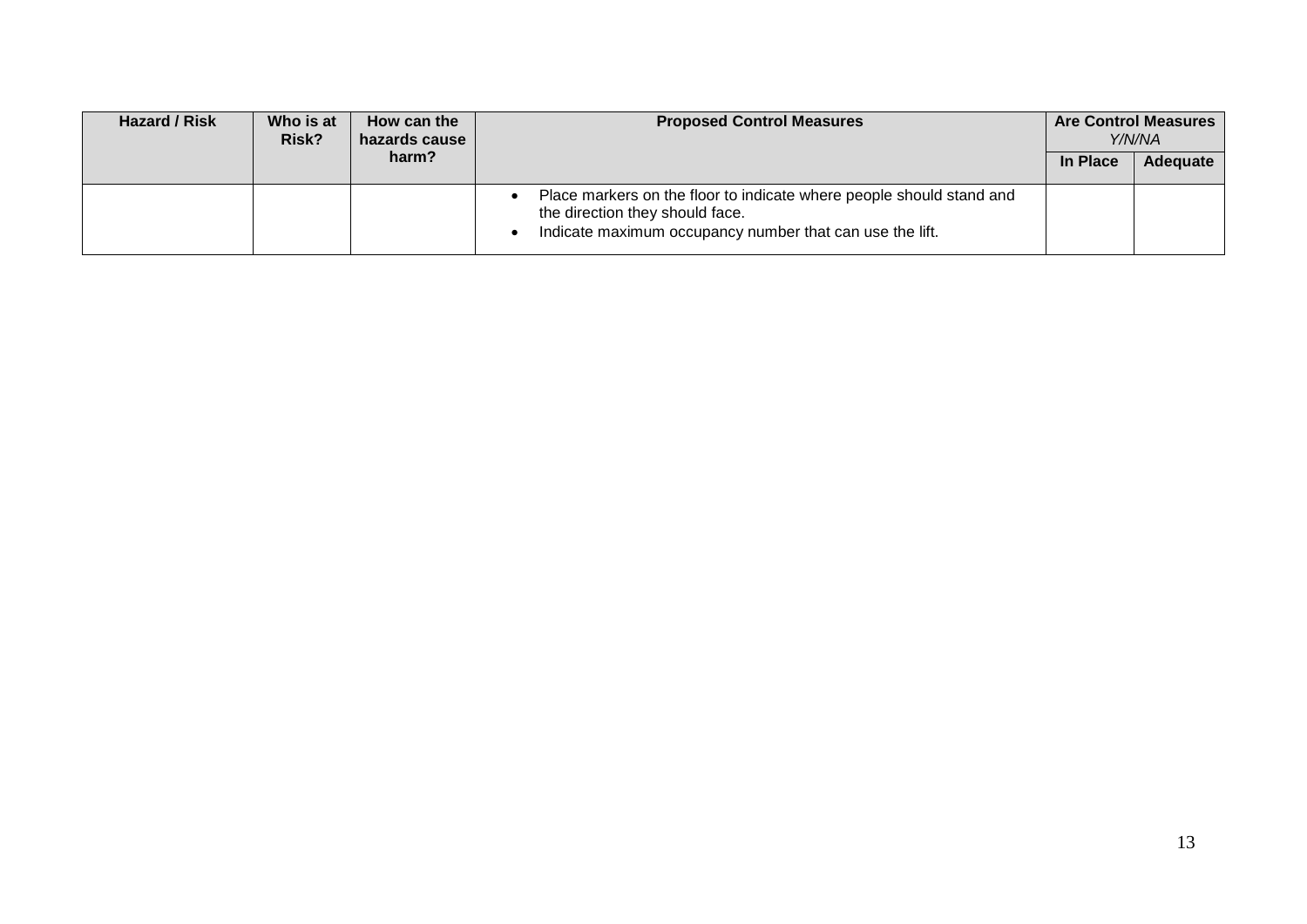| Hazard / Risk | Who is at Risk? | How can the hazards cause harm? | Proposed Control Measures | Are Control Measures *Y/N/NA* | |
|---|---|---|---|---|---|
| | | | | In Place | Adequate |
| | | | • Place markers on the floor to indicate where people should stand and the direction they should face.<br>• Indicate maximum occupancy number that can use the lift. | | |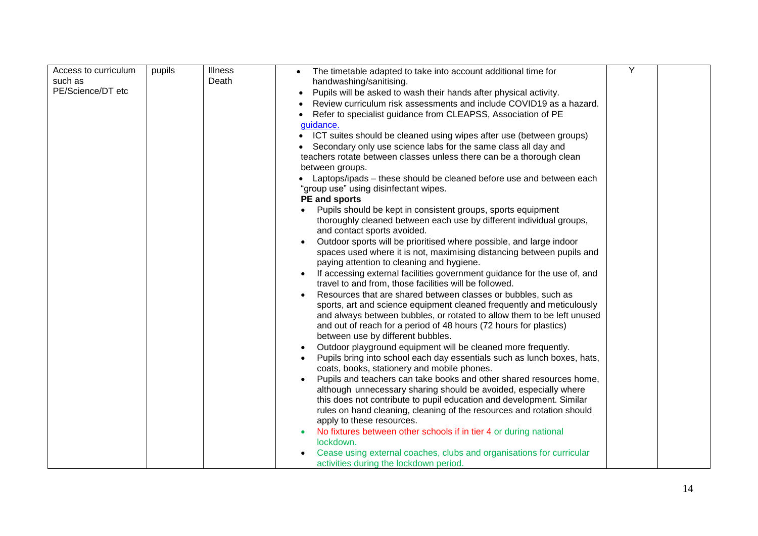| Access to curriculum such as PE/Science/DT etc | pupils | Illness<br>Death | • The timetable adapted to take into account additional time for handwashing/sanitising.<br>• Pupils will be asked to wash their hands after physical activity.<br>• Review curriculum risk assessments and include COVID19 as a hazard.<br>• Refer to specialist guidance from CLEAPSS, Association of PE [guidance.](guidance.)<br>• ICT suites should be cleaned using wipes after use (between groups)<br>• Secondary only use science labs for the same class all day and teachers rotate between classes unless there can be a thorough clean between groups.<br>• Laptops/ipads – these should be cleaned before use and between each "group use" using disinfectant wipes.<br>**PE and sports**<br>• Pupils should be kept in consistent groups, sports equipment thoroughly cleaned between each use by different individual groups, and contact sports avoided.<br>• Outdoor sports will be prioritised where possible, and large indoor spaces used where it is not, maximising distancing between pupils and paying attention to cleaning and hygiene.<br>• If accessing external facilities government guidance for the use of, and travel to and from, those facilities will be followed.<br>• Resources that are shared between classes or bubbles, such as sports, art and science equipment cleaned frequently and meticulously and always between bubbles, or rotated to allow them to be left unused and out of reach for a period of 48 hours (72 hours for plastics) between use by different bubbles.<br>• Outdoor playground equipment will be cleaned more frequently.<br>• Pupils bring into school each day essentials such as lunch boxes, hats, coats, books, stationery and mobile phones.<br>• Pupils and teachers can take books and other shared resources home, although unnecessary sharing should be avoided, especially where this does not contribute to pupil education and development. Similar rules on hand cleaning, cleaning of the resources and rotation should apply to these resources.<br>• No fixtures between other schools if in tier 4 or during national lockdown.<br>• Cease using external coaches, clubs and organisations for curricular activities during the lockdown period. | Y | |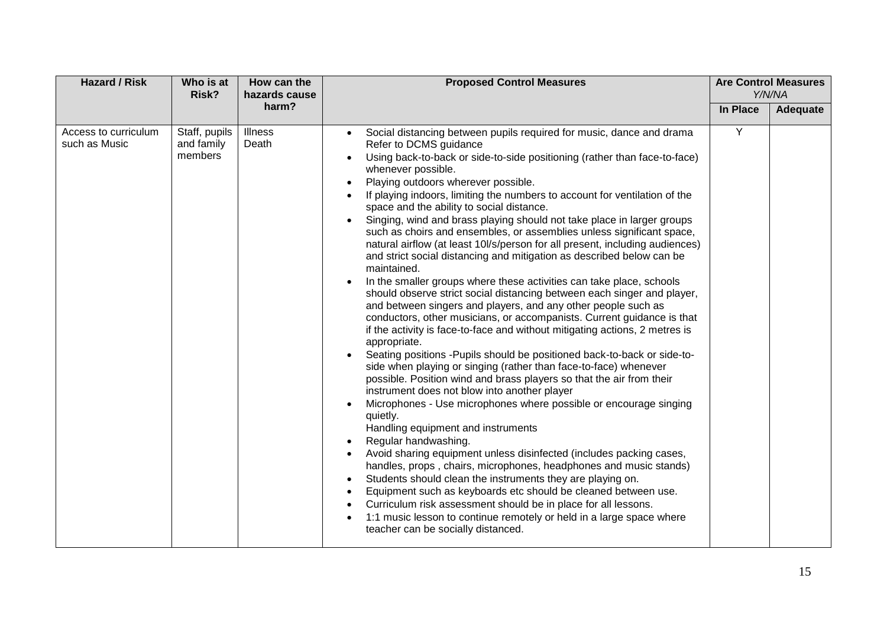| Hazard / Risk | Who is at Risk? | How can the hazards cause harm? | Proposed Control Measures | Are Control Measures *Y/N/NA* | |
|---|---|---|---|---|---|
| | | | | **In Place** | **Adequate** |
| Access to curriculum such as Music | Staff, pupils and family members | Illness<br>Death | • Social distancing between pupils required for music, dance and drama Refer to DCMS guidance<br>• Using back-to-back or side-to-side positioning (rather than face-to-face) whenever possible.<br>• Playing outdoors wherever possible.<br>• If playing indoors, limiting the numbers to account for ventilation of the space and the ability to social distance.<br>• Singing, wind and brass playing should not take place in larger groups such as choirs and ensembles, or assemblies unless significant space, natural airflow (at least 10l/s/person for all present, including audiences) and strict social distancing and mitigation as described below can be maintained.<br>• In the smaller groups where these activities can take place, schools should observe strict social distancing between each singer and player, and between singers and players, and any other people such as conductors, other musicians, or accompanists. Current guidance is that if the activity is face-to-face and without mitigating actions, 2 metres is appropriate.<br>• Seating positions -Pupils should be positioned back-to-back or side-to-side when playing or singing (rather than face-to-face) whenever possible. Position wind and brass players so that the air from their instrument does not blow into another player<br>• Microphones - Use microphones where possible or encourage singing quietly.<br>Handling equipment and instruments<br>• Regular handwashing.<br>• Avoid sharing equipment unless disinfected (includes packing cases, handles, props , chairs, microphones, headphones and music stands)<br>• Students should clean the instruments they are playing on.<br>• Equipment such as keyboards etc should be cleaned between use.<br>• Curriculum risk assessment should be in place for all lessons.<br>• 1:1 music lesson to continue remotely or held in a large space where teacher can be socially distanced. | Y | |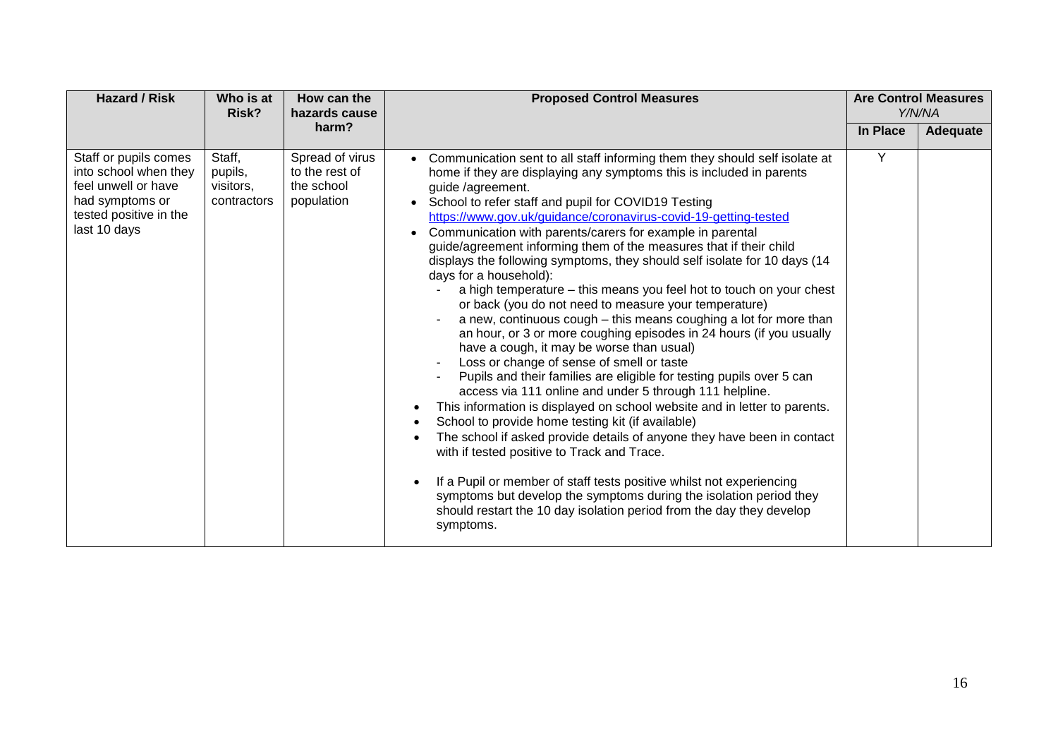| Hazard / Risk | Who is at Risk? | How can the hazards cause harm? | Proposed Control Measures | Are Control Measures Y/N/NA | |
|---|---|---|---|---|---|
| | | | | In Place | Adequate |
| Staff or pupils comes into school when they feel unwell or have had symptoms or tested positive in the last 10 days | Staff, pupils, visitors, contractors | Spread of virus to the rest of the school population | • Communication sent to all staff informing them they should self isolate at home if they are displaying any symptoms this is included in parents guide /agreement.<br>• School to refer staff and pupil for COVID19 Testing https://www.gov.uk/guidance/coronavirus-covid-19-getting-tested<br>• Communication with parents/carers for example in parental guide/agreement informing them of the measures that if their child displays the following symptoms, they should self isolate for 10 days (14 days for a household):<br>- a high temperature – this means you feel hot to touch on your chest or back (you do not need to measure your temperature)<br>- a new, continuous cough – this means coughing a lot for more than an hour, or 3 or more coughing episodes in 24 hours (if you usually have a cough, it may be worse than usual)<br>- Loss or change of sense of smell or taste<br>- Pupils and their families are eligible for testing pupils over 5 can access via 111 online and under 5 through 111 helpline.<br>• This information is displayed on school website and in letter to parents.<br>• School to provide home testing kit (if available)<br>• The school if asked provide details of anyone they have been in contact with if tested positive to Track and Trace.<br><br>• If a Pupil or member of staff tests positive whilst not experiencing symptoms but develop the symptoms during the isolation period they should restart the 10 day isolation period from the day they develop symptoms. | Y | |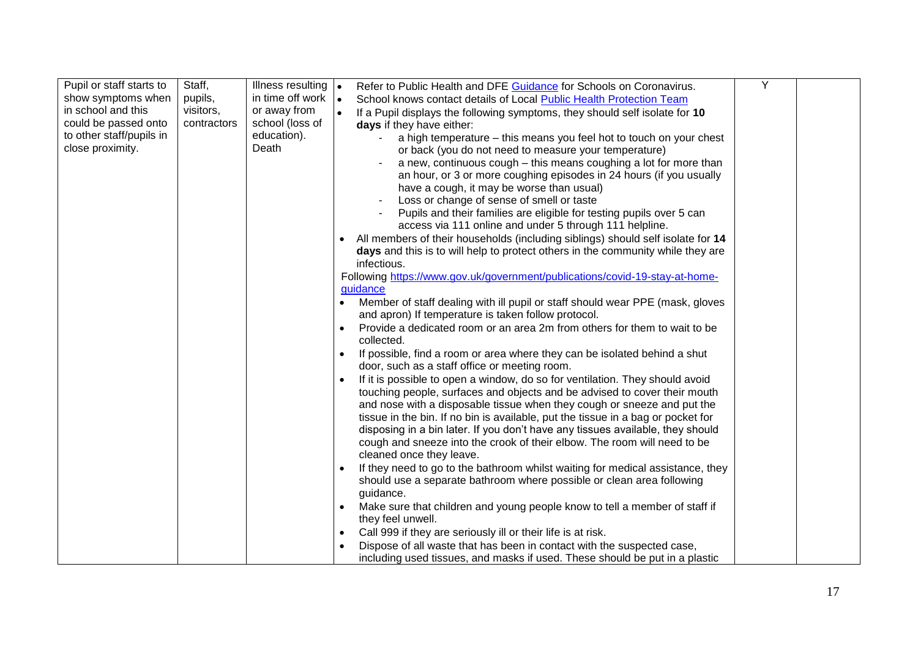| | | | | | |
|---|---|---|---|---|---|
| Pupil or staff starts to show symptoms when in school and this could be passed onto to other staff/pupils in close proximity. | Staff, pupils, visitors, contractors | Illness resulting in time off work or away from school (loss of education). Death | • Refer to Public Health and DFE [Guidance](#) for Schools on Coronavirus.<br>• School knows contact details of Local [Public Health Protection Team](#)<br>• If a Pupil displays the following symptoms, they should self isolate for **10 days** if they have either:<br>- a high temperature – this means you feel hot to touch on your chest or back (you do not need to measure your temperature)<br>- a new, continuous cough – this means coughing a lot for more than an hour, or 3 or more coughing episodes in 24 hours (if you usually have a cough, it may be worse than usual)<br>- Loss or change of sense of smell or taste<br>- Pupils and their families are eligible for testing pupils over 5 can access via 111 online and under 5 through 111 helpline.<br>• All members of their households (including siblings) should self isolate for **14 days** and this is to will help to protect others in the community while they are infectious.<br>Following [https://www.gov.uk/government/publications/covid-19-stay-at-home-guidance](https://www.gov.uk/government/publications/covid-19-stay-at-home-guidance)<br>• Member of staff dealing with ill pupil or staff should wear PPE (mask, gloves and apron) If temperature is taken follow protocol.<br>• Provide a dedicated room or an area 2m from others for them to wait to be collected.<br>• If possible, find a room or area where they can be isolated behind a shut door, such as a staff office or meeting room.<br>• If it is possible to open a window, do so for ventilation. They should avoid touching people, surfaces and objects and be advised to cover their mouth and nose with a disposable tissue when they cough or sneeze and put the tissue in the bin. If no bin is available, put the tissue in a bag or pocket for disposing in a bin later. If you don't have any tissues available, they should cough and sneeze into the crook of their elbow. The room will need to be cleaned once they leave.<br>• If they need to go to the bathroom whilst waiting for medical assistance, they should use a separate bathroom where possible or clean area following guidance.<br>• Make sure that children and young people know to tell a member of staff if they feel unwell.<br>• Call 999 if they are seriously ill or their life is at risk.<br>• Dispose of all waste that has been in contact with the suspected case, including used tissues, and masks if used. These should be put in a plastic | Y | |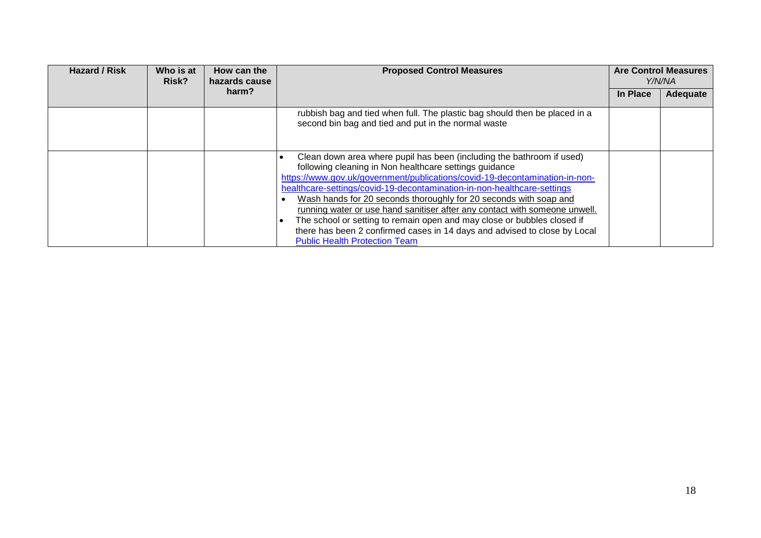| Hazard / Risk | Who is at Risk? | How can the hazards cause harm? | Proposed Control Measures | Are Control Measures *Y/N/NA* | |
|---|---|---|---|---|---|
| | | | | In Place | Adequate |
| | | | rubbish bag and tied when full. The plastic bag should then be placed in a second bin bag and tied and put in the normal waste | | |
| | | | • Clean down area where pupil has been (including the bathroom if used) following cleaning in Non healthcare settings guidance https://www.gov.uk/government/publications/covid-19-decontamination-in-non-healthcare-settings/covid-19-decontamination-in-non-healthcare-settings<br>• Wash hands for 20 seconds thoroughly for 20 seconds with soap and running water or use hand sanitiser after any contact with someone unwell.<br>• The school or setting to remain open and may close or bubbles closed if there has been 2 confirmed cases in 14 days and advised to close by Local Public Health Protection Team | | |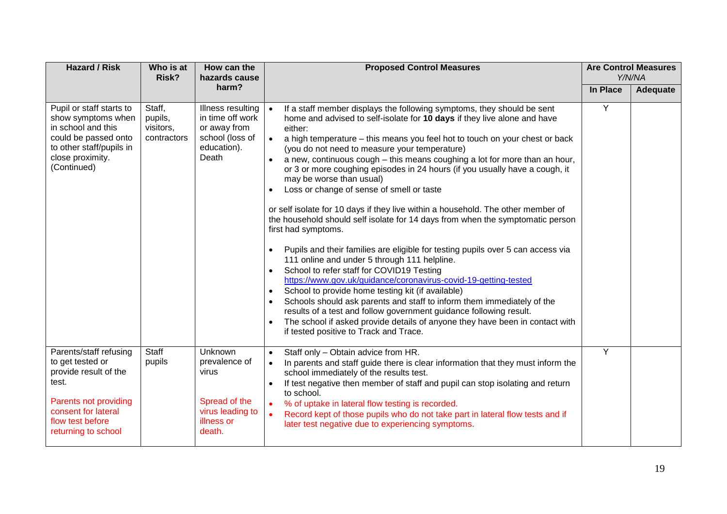| Hazard / Risk | Who is at Risk? | How can the hazards cause harm? | Proposed Control Measures | Are Control Measures Y/N/NA | |
|---|---|---|---|---|---|
| | | | | In Place | Adequate |
| Pupil or staff starts to show symptoms when in school and this could be passed onto to other staff/pupils in close proximity. (Continued) | Staff, pupils, visitors, contractors | Illness resulting in time off work or away from school (loss of education). Death | • If a staff member displays the following symptoms, they should be sent home and advised to self-isolate for **10 days** if they live alone and have either:<br>• a high temperature – this means you feel hot to touch on your chest or back (you do not need to measure your temperature)<br>• a new, continuous cough – this means coughing a lot for more than an hour, or 3 or more coughing episodes in 24 hours (if you usually have a cough, it may be worse than usual)<br>• Loss or change of sense of smell or taste<br><br>or self isolate for 10 days if they live within a household. The other member of the household should self isolate for 14 days from when the symptomatic person first had symptoms.<br><br>• Pupils and their families are eligible for testing pupils over 5 can access via 111 online and under 5 through 111 helpline.<br>• School to refer staff for COVID19 Testing https://www.gov.uk/guidance/coronavirus-covid-19-getting-tested<br>• School to provide home testing kit (if available)<br>• Schools should ask parents and staff to inform them immediately of the results of a test and follow government guidance following result.<br>• The school if asked provide details of anyone they have been in contact with if tested positive to Track and Trace. | Y | |
| Parents/staff refusing to get tested or provide result of the test.<br><br>Parents not providing consent for lateral flow test before returning to school | Staff pupils | Unknown prevalence of virus<br><br>Spread of the virus leading to illness or death. | • Staff only – Obtain advice from HR.<br>• In parents and staff guide there is clear information that they must inform the school immediately of the results test.<br>• If test negative then member of staff and pupil can stop isolating and return to school.<br>• % of uptake in lateral flow testing is recorded.<br>• Record kept of those pupils who do not take part in lateral flow tests and if later test negative due to experiencing symptoms. | Y | |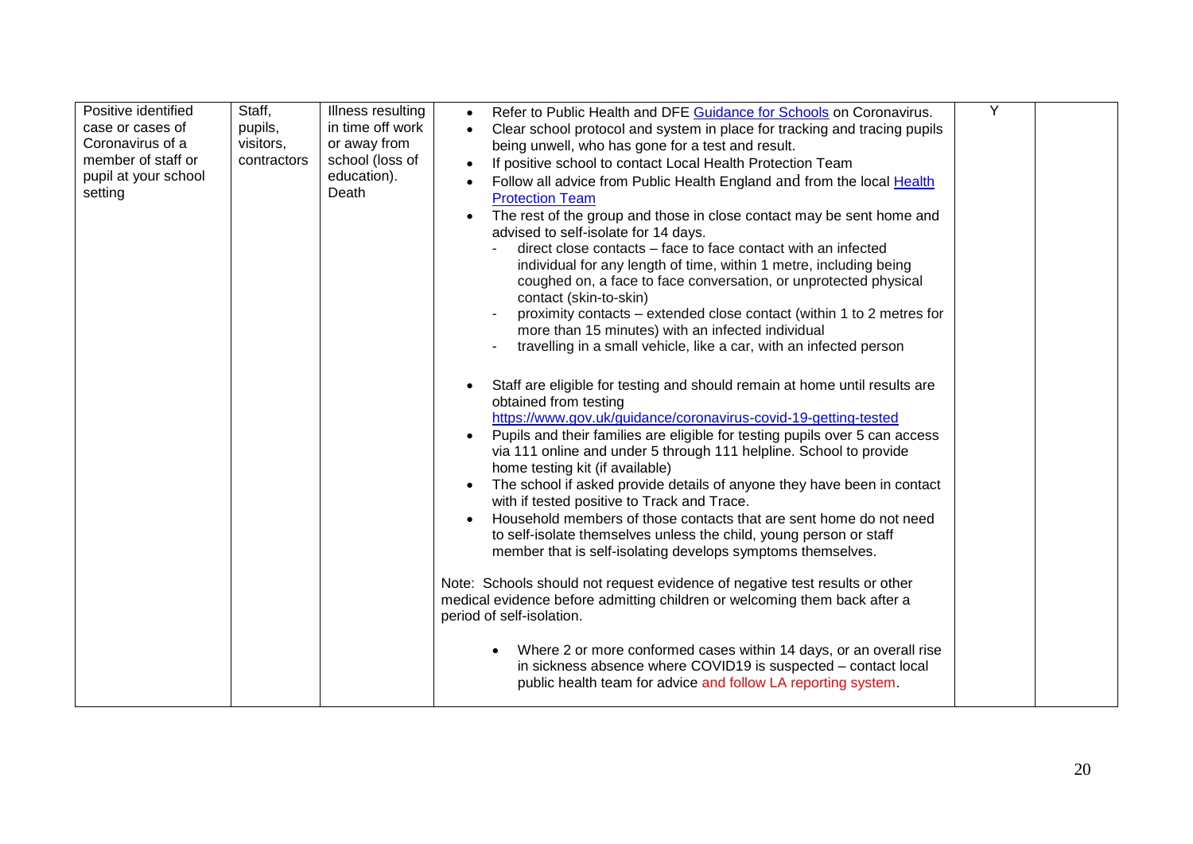| Positive identified case or cases of Coronavirus of a member of staff or pupil at your school setting | Staff, pupils, visitors, contractors | Illness resulting in time off work or away from school (loss of education). Death | • Refer to Public Health and DFE [Guidance for Schools](#) on Coronavirus.<br>• Clear school protocol and system in place for tracking and tracing pupils being unwell, who has gone for a test and result.<br>• If positive school to contact Local Health Protection Team<br>• Follow all advice from Public Health England and from the local [Health Protection Team](#)<br>• The rest of the group and those in close contact may be sent home and advised to self-isolate for 14 days.<br>&nbsp;&nbsp;- direct close contacts – face to face contact with an infected individual for any length of time, within 1 metre, including being coughed on, a face to face conversation, or unprotected physical contact (skin-to-skin)<br>&nbsp;&nbsp;- proximity contacts – extended close contact (within 1 to 2 metres for more than 15 minutes) with an infected individual<br>&nbsp;&nbsp;- travelling in a small vehicle, like a car, with an infected person<br><br>• Staff are eligible for testing and should remain at home until results are obtained from testing https://www.gov.uk/guidance/coronavirus-covid-19-getting-tested<br>• Pupils and their families are eligible for testing pupils over 5 can access via 111 online and under 5 through 111 helpline. School to provide home testing kit (if available)<br>• The school if asked provide details of anyone they have been in contact with if tested positive to Track and Trace.<br>• Household members of those contacts that are sent home do not need to self-isolate themselves unless the child, young person or staff member that is self-isolating develops symptoms themselves.<br><br>Note: Schools should not request evidence of negative test results or other medical evidence before admitting children or welcoming them back after a period of self-isolation.<br><br>• Where 2 or more conformed cases within 14 days, or an overall rise in sickness absence where COVID19 is suspected – contact local public health team for advice and follow LA reporting system. | Y | |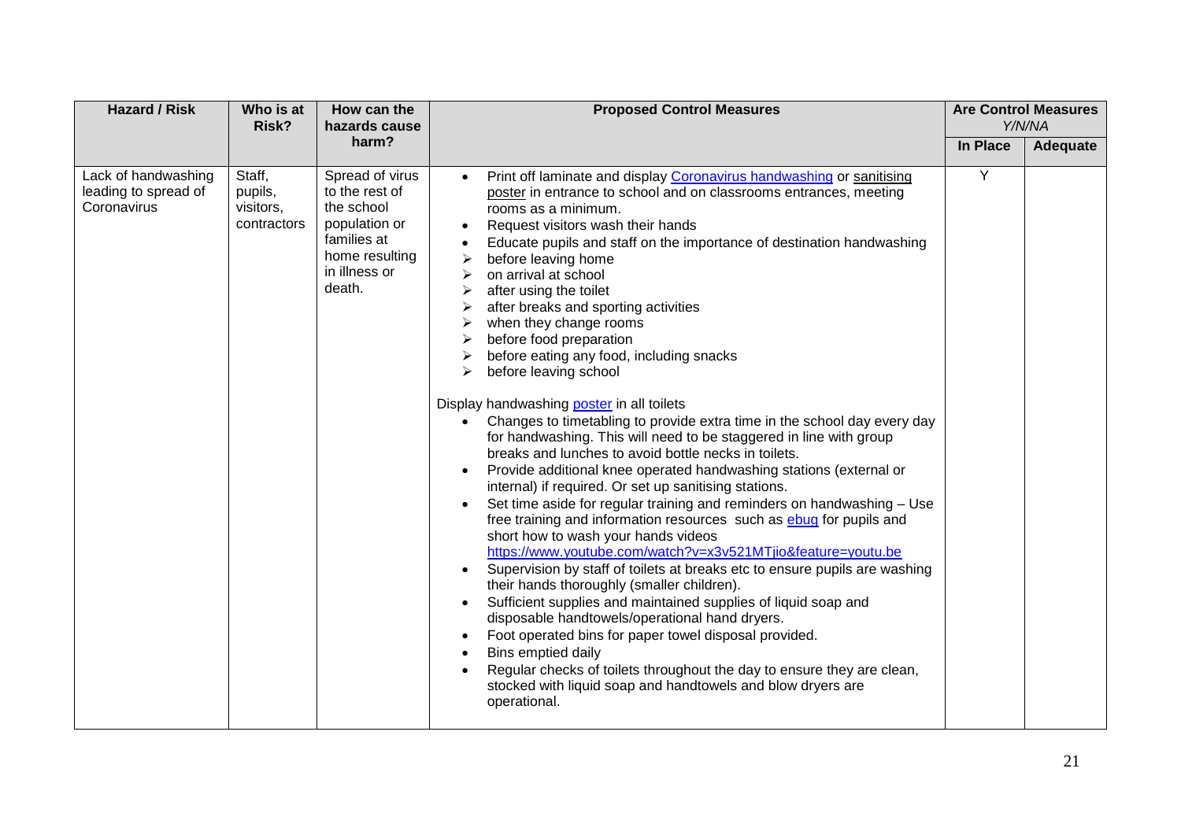| Hazard / Risk | Who is at Risk? | How can the hazards cause harm? | Proposed Control Measures | Are Control Measures *Y/N/NA* | |
|---|---|---|---|---|---|
| | | | | In Place | Adequate |
| Lack of handwashing leading to spread of Coronavirus | Staff, pupils, visitors, contractors | Spread of virus to the rest of the school population or families at home resulting in illness or death. | • Print off laminate and display [Coronavirus handwashing]() or [sanitising poster]() in entrance to school and on classrooms entrances, meeting rooms as a minimum.<br>• Request visitors wash their hands<br>• Educate pupils and staff on the importance of destination handwashing<br>➢ before leaving home<br>➢ on arrival at school<br>➢ after using the toilet<br>➢ after breaks and sporting activities<br>➢ when they change rooms<br>➢ before food preparation<br>➢ before eating any food, including snacks<br>➢ before leaving school<br><br>Display handwashing [poster]() in all toilets<br>• Changes to timetabling to provide extra time in the school day every day for handwashing. This will need to be staggered in line with group breaks and lunches to avoid bottle necks in toilets.<br>• Provide additional knee operated handwashing stations (external or internal) if required. Or set up sanitising stations.<br>• Set time aside for regular training and reminders on handwashing – Use free training and information resources such as [ebug]() for pupils and short how to wash your hands videos https://www.youtube.com/watch?v=x3v521MTjio&feature=youtu.be<br>• Supervision by staff of toilets at breaks etc to ensure pupils are washing their hands thoroughly (smaller children).<br>• Sufficient supplies and maintained supplies of liquid soap and disposable handtowels/operational hand dryers.<br>• Foot operated bins for paper towel disposal provided.<br>• Bins emptied daily<br>• Regular checks of toilets throughout the day to ensure they are clean, stocked with liquid soap and handtowels and blow dryers are operational. | Y | |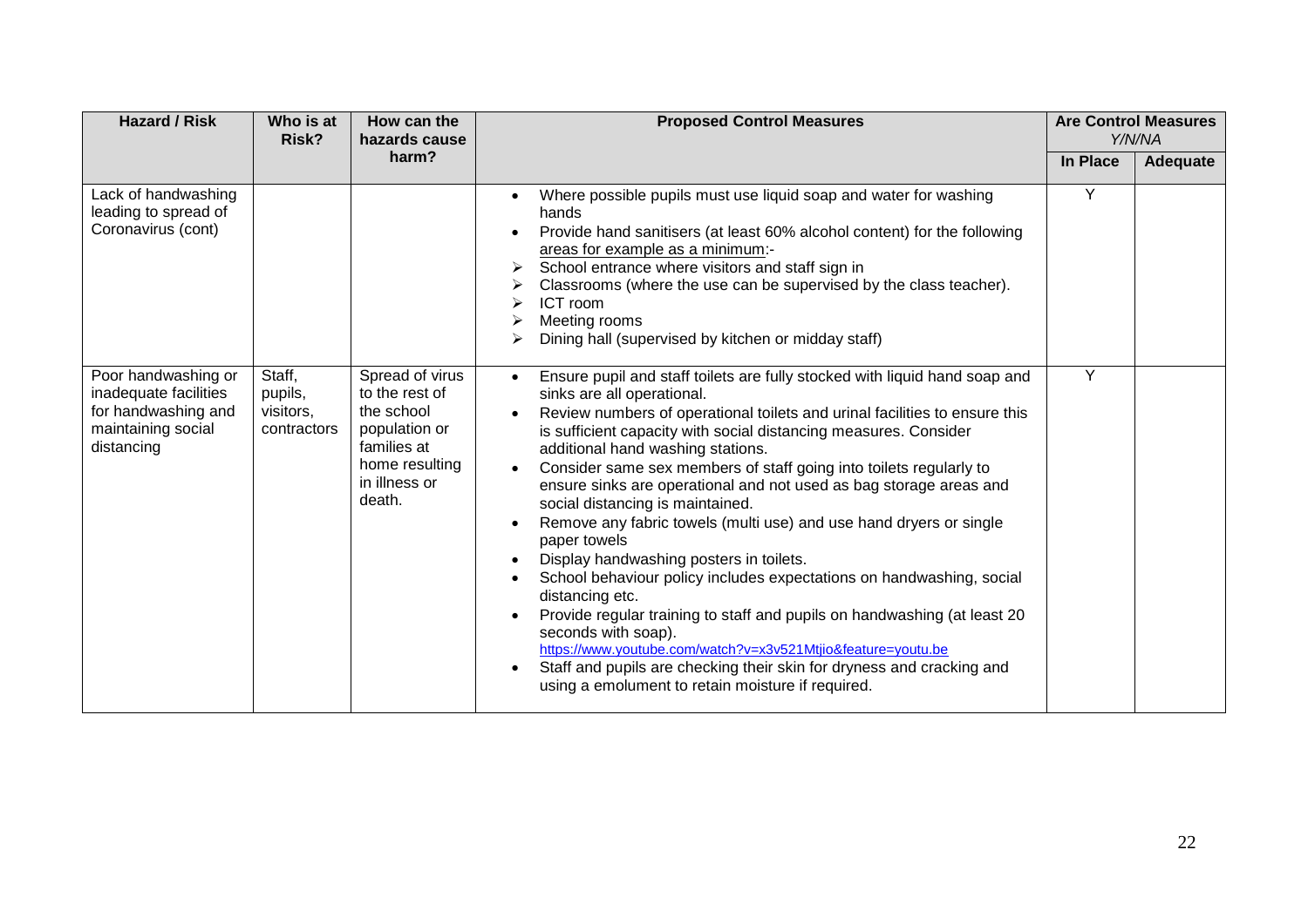| Hazard / Risk | Who is at Risk? | How can the hazards cause harm? | Proposed Control Measures | Are Control Measures *Y/N/NA* | |
|---|---|---|---|---|---|
| | | | | In Place | Adequate |
| Lack of handwashing leading to spread of Coronavirus (cont) | | | • Where possible pupils must use liquid soap and water for washing hands<br>• Provide hand sanitisers (at least 60% alcohol content) for the following <u>areas for example as a minimum</u>:-<br>➢ School entrance where visitors and staff sign in<br>➢ Classrooms (where the use can be supervised by the class teacher).<br>➢ ICT room<br>➢ Meeting rooms<br>➢ Dining hall (supervised by kitchen or midday staff) | Y | |
| Poor handwashing or inadequate facilities for handwashing and maintaining social distancing | Staff, pupils, visitors, contractors | Spread of virus to the rest of the school population or families at home resulting in illness or death. | • Ensure pupil and staff toilets are fully stocked with liquid hand soap and sinks are all operational.<br>• Review numbers of operational toilets and urinal facilities to ensure this is sufficient capacity with social distancing measures. Consider additional hand washing stations.<br>• Consider same sex members of staff going into toilets regularly to ensure sinks are operational and not used as bag storage areas and social distancing is maintained.<br>• Remove any fabric towels (multi use) and use hand dryers or single paper towels<br>• Display handwashing posters in toilets.<br>• School behaviour policy includes expectations on handwashing, social distancing etc.<br>• Provide regular training to staff and pupils on handwashing (at least 20 seconds with soap).<br>https://www.youtube.com/watch?v=x3v521Mtjio&feature=youtu.be<br>• Staff and pupils are checking their skin for dryness and cracking and using a emolument to retain moisture if required. | Y | |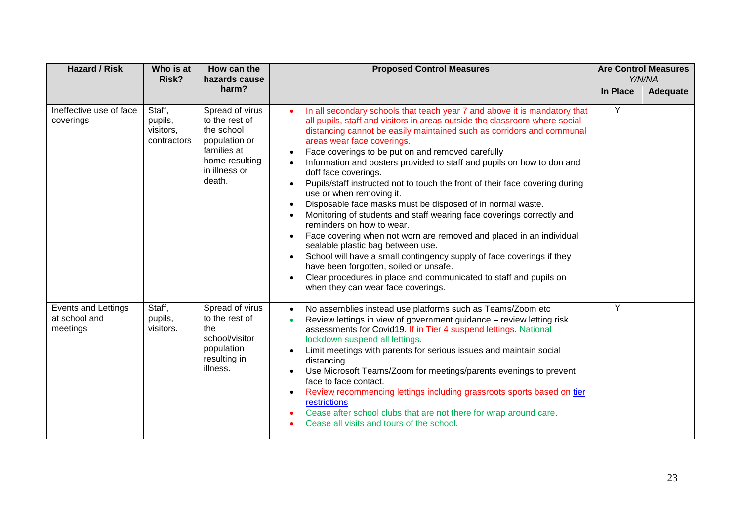| Hazard / Risk | Who is at Risk? | How can the hazards cause harm? | Proposed Control Measures | Are Control Measures *Y/N/NA* | |
|---|---|---|---|---|---|
| | | | | **In Place** | **Adequate** |
| Ineffective use of face coverings | Staff, pupils, visitors, contractors | Spread of virus to the rest of the school population or families at home resulting in illness or death. | • In all secondary schools that teach year 7 and above it is mandatory that all pupils, staff and visitors in areas outside the classroom where social distancing cannot be easily maintained such as corridors and communal areas wear face coverings.<br>• Face coverings to be put on and removed carefully<br>• Information and posters provided to staff and pupils on how to don and doff face coverings.<br>• Pupils/staff instructed not to touch the front of their face covering during use or when removing it.<br>• Disposable face masks must be disposed of in normal waste.<br>• Monitoring of students and staff wearing face coverings correctly and reminders on how to wear.<br>• Face covering when not worn are removed and placed in an individual sealable plastic bag between use.<br>• School will have a small contingency supply of face coverings if they have been forgotten, soiled or unsafe.<br>• Clear procedures in place and communicated to staff and pupils on when they can wear face coverings. | Y | |
| Events and Lettings at school and meetings | Staff, pupils, visitors. | Spread of virus to the rest of the school/visitor population resulting in illness. | • No assemblies instead use platforms such as Teams/Zoom etc<br>• Review lettings in view of government guidance – review letting risk assessments for Covid19. If in Tier 4 suspend lettings. National lockdown suspend all lettings.<br>• Limit meetings with parents for serious issues and maintain social distancing<br>• Use Microsoft Teams/Zoom for meetings/parents evenings to prevent face to face contact.<br>• Review recommencing lettings including grassroots sports based on tier restrictions<br>• Cease after school clubs that are not there for wrap around care.<br>• Cease all visits and tours of the school. | Y | |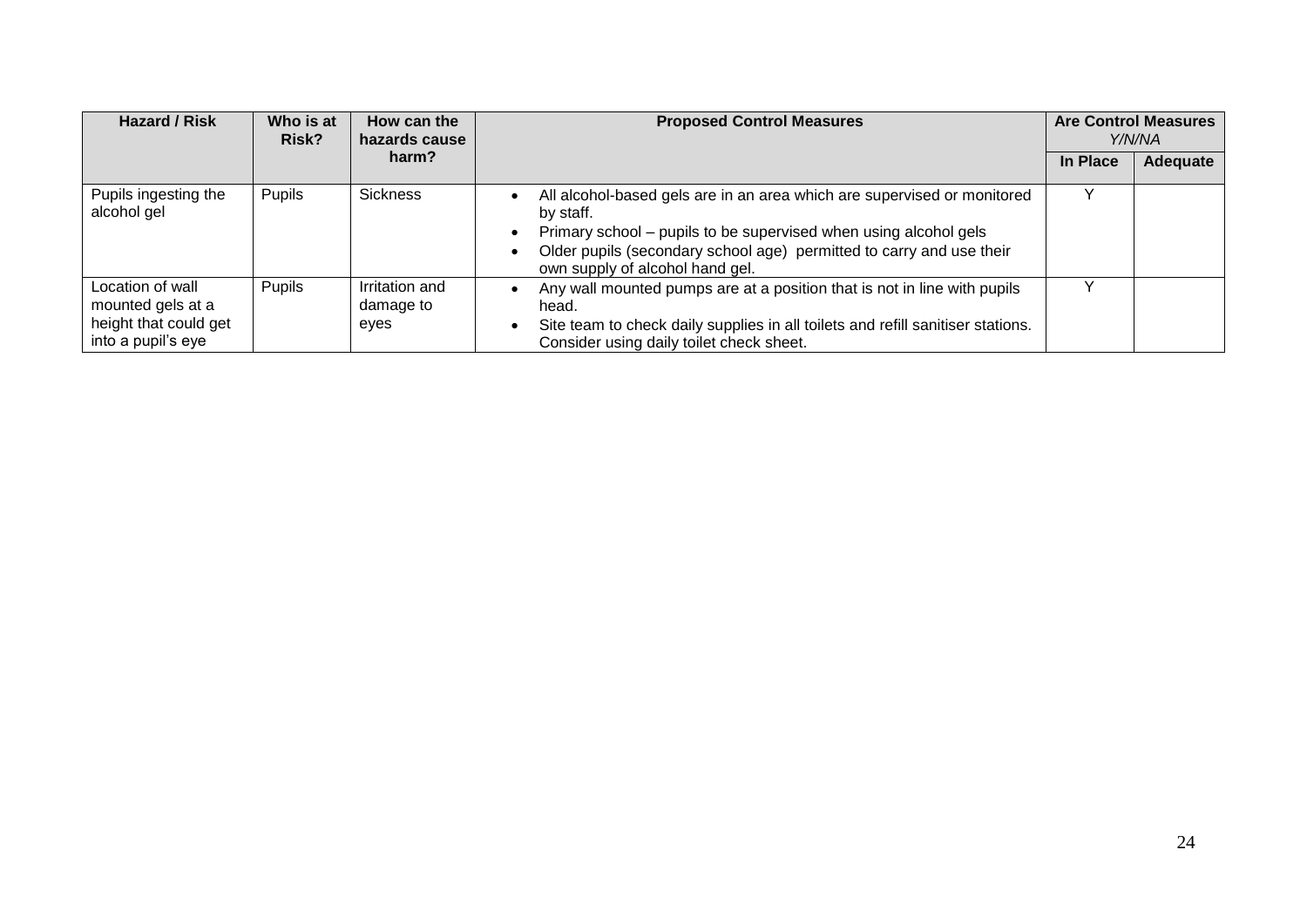| Hazard / Risk | Who is at Risk? | How can the hazards cause harm? | Proposed Control Measures | Are Control Measures *Y/N/NA* | |
|---|---|---|---|---|---|
| | | | | **In Place** | **Adequate** |
| Pupils ingesting the alcohol gel | Pupils | Sickness | • All alcohol-based gels are in an area which are supervised or monitored by staff.<br>• Primary school – pupils to be supervised when using alcohol gels<br>• Older pupils (secondary school age) permitted to carry and use their own supply of alcohol hand gel. | Y | |
| Location of wall mounted gels at a height that could get into a pupil's eye | Pupils | Irritation and damage to eyes | • Any wall mounted pumps are at a position that is not in line with pupils head.<br>• Site team to check daily supplies in all toilets and refill sanitiser stations. Consider using daily toilet check sheet. | Y | |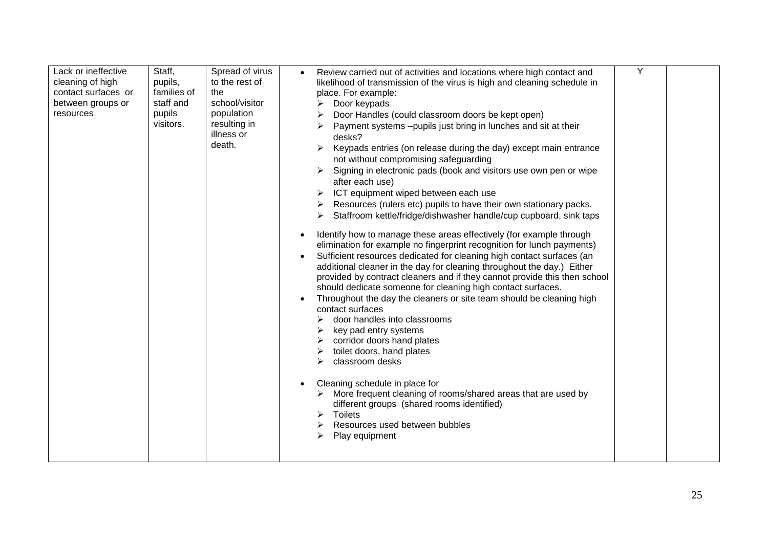| Lack or ineffective cleaning of high contact surfaces or between groups or resources | Staff, pupils, families of staff and pupils visitors. | Spread of virus to the rest of the school/visitor population resulting in illness or death. | • Review carried out of activities and locations where high contact and likelihood of transmission of the virus is high and cleaning schedule in place. For example:<br>➢ Door keypads<br>➢ Door Handles (could classroom doors be kept open)<br>➢ Payment systems –pupils just bring in lunches and sit at their desks?<br>➢ Keypads entries (on release during the day) except main entrance not without compromising safeguarding<br>➢ Signing in electronic pads (book and visitors use own pen or wipe after each use)<br>➢ ICT equipment wiped between each use<br>➢ Resources (rulers etc) pupils to have their own stationary packs.<br>➢ Staffroom kettle/fridge/dishwasher handle/cup cupboard, sink taps<br><br>• Identify how to manage these areas effectively (for example through elimination for example no fingerprint recognition for lunch payments)<br>• Sufficient resources dedicated for cleaning high contact surfaces (an additional cleaner in the day for cleaning throughout the day.) Either provided by contract cleaners and if they cannot provide this then school should dedicate someone for cleaning high contact surfaces.<br>• Throughout the day the cleaners or site team should be cleaning high contact surfaces<br>➢ door handles into classrooms<br>➢ key pad entry systems<br>➢ corridor doors hand plates<br>➢ toilet doors, hand plates<br>➢ classroom desks<br><br>• Cleaning schedule in place for<br>➢ More frequent cleaning of rooms/shared areas that are used by different groups (shared rooms identified)<br>➢ Toilets<br>➢ Resources used between bubbles<br>➢ Play equipment | Y | |
|---|---|---|---|---|---|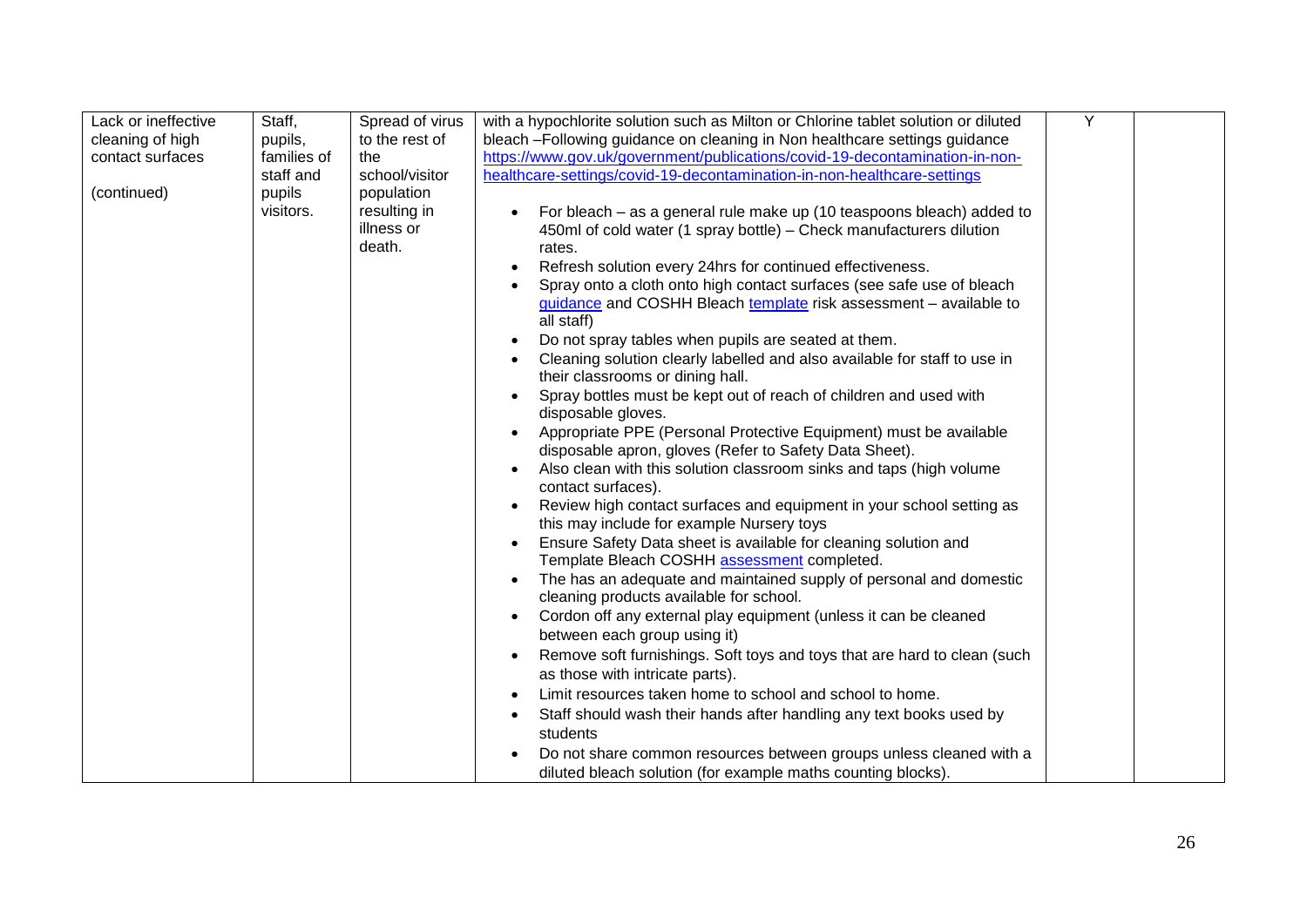| | | | | | |
|---|---|---|---|---|---|
| Lack or ineffective cleaning of high contact surfaces<br><br>(continued) | Staff, pupils, families of staff and pupils visitors. | Spread of virus to the rest of the school/visitor population resulting in illness or death. | with a hypochlorite solution such as Milton or Chlorine tablet solution or diluted bleach –Following guidance on cleaning in Non healthcare settings guidance [https://www.gov.uk/government/publications/covid-19-decontamination-in-non-healthcare-settings/covid-19-decontamination-in-non-healthcare-settings](https://www.gov.uk/government/publications/covid-19-decontamination-in-non-healthcare-settings/covid-19-decontamination-in-non-healthcare-settings)<br><br>• For bleach – as a general rule make up (10 teaspoons bleach) added to 450ml of cold water (1 spray bottle) – Check manufacturers dilution rates.<br>• Refresh solution every 24hrs for continued effectiveness.<br>• Spray onto a cloth onto high contact surfaces (see safe use of bleach guidance and COSHH Bleach template risk assessment – available to all staff)<br>• Do not spray tables when pupils are seated at them.<br>• Cleaning solution clearly labelled and also available for staff to use in their classrooms or dining hall.<br>• Spray bottles must be kept out of reach of children and used with disposable gloves.<br>• Appropriate PPE (Personal Protective Equipment) must be available disposable apron, gloves (Refer to Safety Data Sheet).<br>• Also clean with this solution classroom sinks and taps (high volume contact surfaces).<br>• Review high contact surfaces and equipment in your school setting as this may include for example Nursery toys<br>• Ensure Safety Data sheet is available for cleaning solution and Template Bleach COSHH assessment completed.<br>• The has an adequate and maintained supply of personal and domestic cleaning products available for school.<br>• Cordon off any external play equipment (unless it can be cleaned between each group using it)<br>• Remove soft furnishings. Soft toys and toys that are hard to clean (such as those with intricate parts).<br>• Limit resources taken home to school and school to home.<br>• Staff should wash their hands after handling any text books used by students<br>• Do not share common resources between groups unless cleaned with a diluted bleach solution (for example maths counting blocks). | Y | |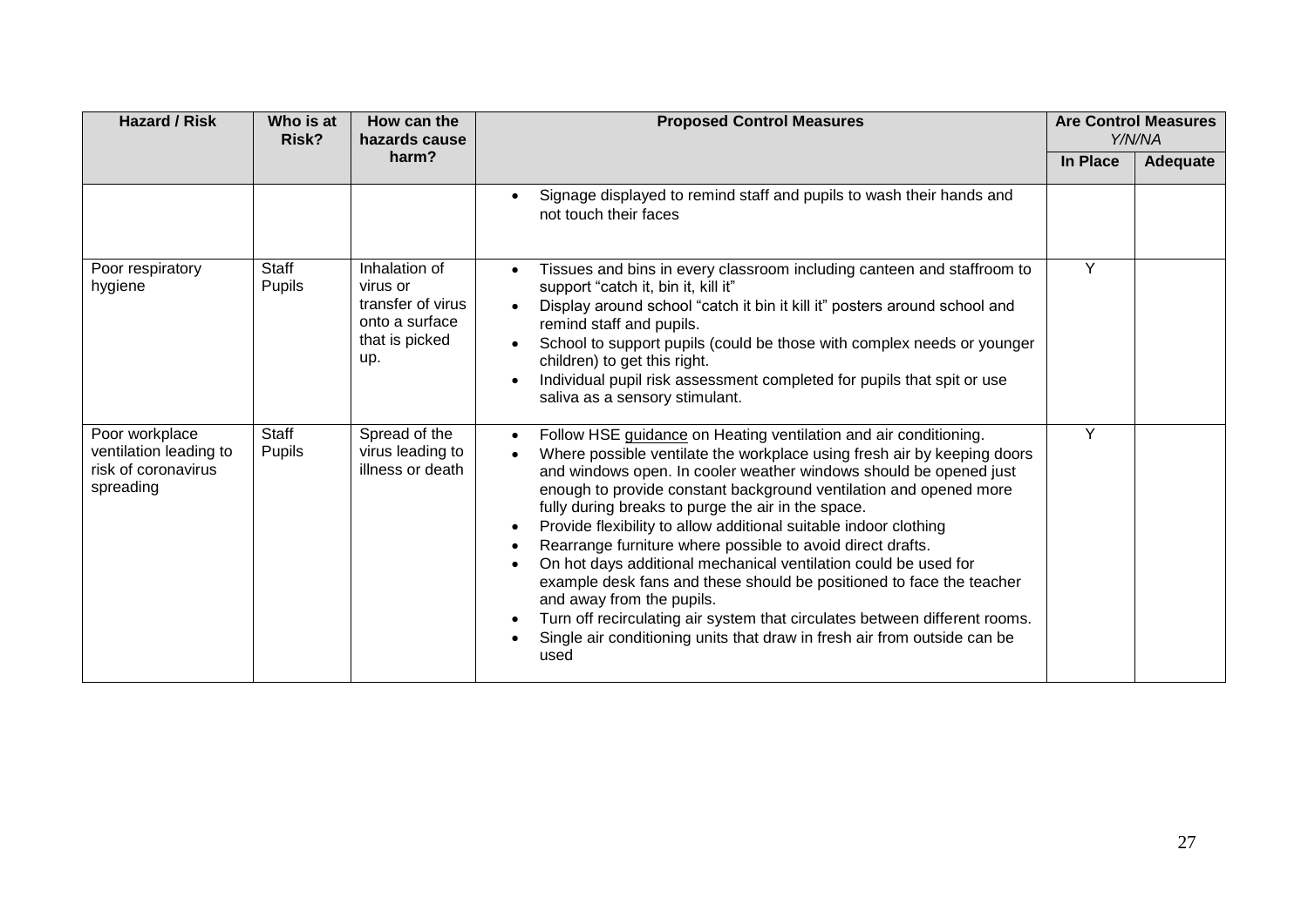| Hazard / Risk | Who is at Risk? | How can the hazards cause harm? | Proposed Control Measures | Are Control Measures *Y/N/NA* | |
|---|---|---|---|---|---|
| | | | | In Place | Adequate |
| | | | • Signage displayed to remind staff and pupils to wash their hands and not touch their faces | | |
| Poor respiratory hygiene | Staff Pupils | Inhalation of virus or transfer of virus onto a surface that is picked up. | • Tissues and bins in every classroom including canteen and staffroom to support "catch it, bin it, kill it"<br>• Display around school "catch it bin it kill it" posters around school and remind staff and pupils.<br>• School to support pupils (could be those with complex needs or younger children) to get this right.<br>• Individual pupil risk assessment completed for pupils that spit or use saliva as a sensory stimulant. | Y | |
| Poor workplace ventilation leading to risk of coronavirus spreading | Staff Pupils | Spread of the virus leading to illness or death | • Follow HSE guidance on Heating ventilation and air conditioning.<br>• Where possible ventilate the workplace using fresh air by keeping doors and windows open. In cooler weather windows should be opened just enough to provide constant background ventilation and opened more fully during breaks to purge the air in the space.<br>• Provide flexibility to allow additional suitable indoor clothing<br>• Rearrange furniture where possible to avoid direct drafts.<br>• On hot days additional mechanical ventilation could be used for example desk fans and these should be positioned to face the teacher and away from the pupils.<br>• Turn off recirculating air system that circulates between different rooms.<br>• Single air conditioning units that draw in fresh air from outside can be used | Y | |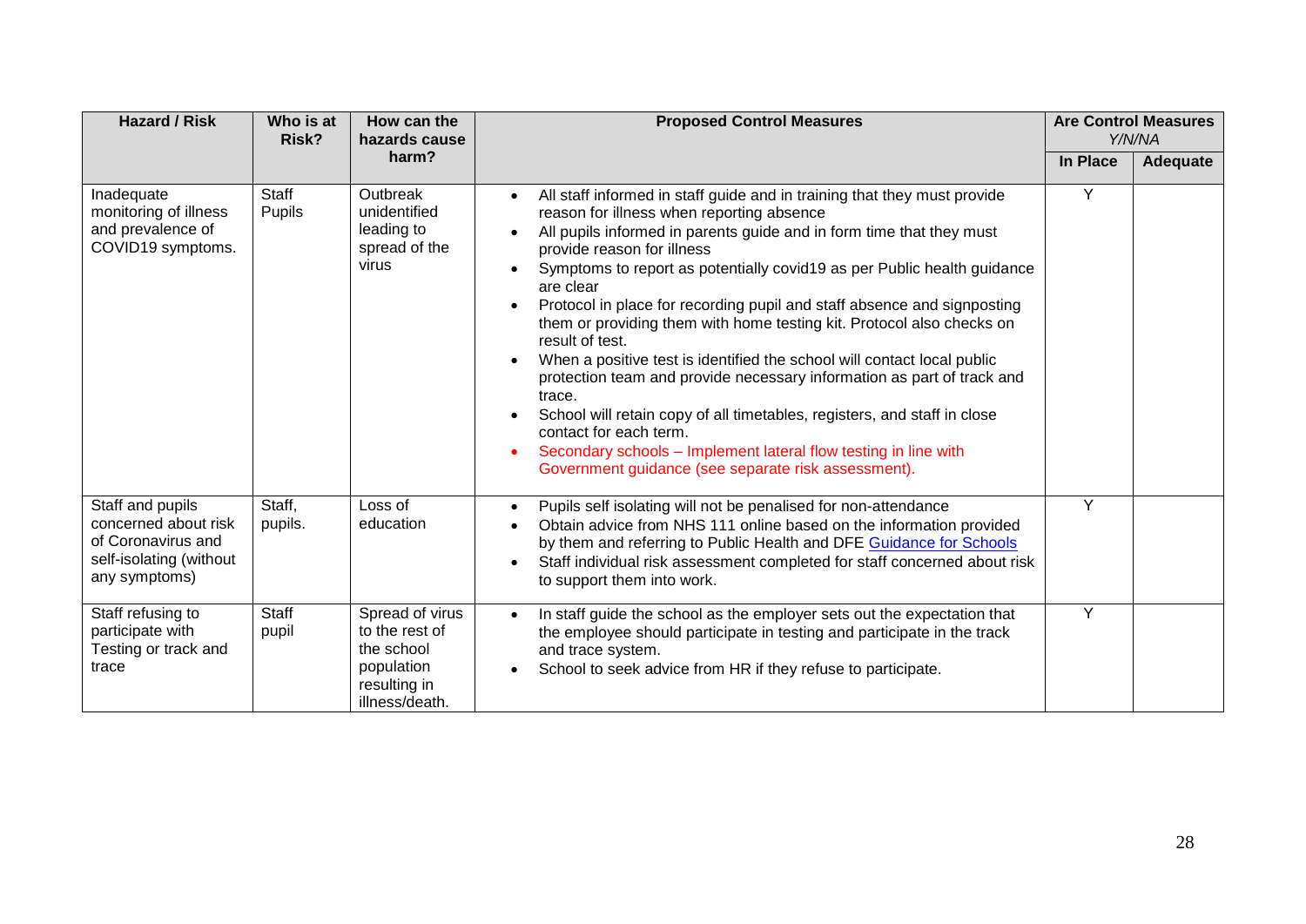| Hazard / Risk | Who is at Risk? | How can the hazards cause harm? | Proposed Control Measures | Are Control Measures *Y/N/NA* | |
|---|---|---|---|---|---|
| | | | | In Place | Adequate |
| Inadequate monitoring of illness and prevalence of COVID19 symptoms. | Staff Pupils | Outbreak unidentified leading to spread of the virus | • All staff informed in staff guide and in training that they must provide reason for illness when reporting absence<br>• All pupils informed in parents guide and in form time that they must provide reason for illness<br>• Symptoms to report as potentially covid19 as per Public health guidance are clear<br>• Protocol in place for recording pupil and staff absence and signposting them or providing them with home testing kit. Protocol also checks on result of test.<br>• When a positive test is identified the school will contact local public protection team and provide necessary information as part of track and trace.<br>• School will retain copy of all timetables, registers, and staff in close contact for each term.<br>• Secondary schools – Implement lateral flow testing in line with Government guidance (see separate risk assessment). | Y | |
| Staff and pupils concerned about risk of Coronavirus and self-isolating (without any symptoms) | Staff, pupils. | Loss of education | • Pupils self isolating will not be penalised for non-attendance<br>• Obtain advice from NHS 111 online based on the information provided by them and referring to Public Health and DFE Guidance for Schools<br>• Staff individual risk assessment completed for staff concerned about risk to support them into work. | Y | |
| Staff refusing to participate with Testing or track and trace | Staff pupil | Spread of virus to the rest of the school population resulting in illness/death. | • In staff guide the school as the employer sets out the expectation that the employee should participate in testing and participate in the track and trace system.<br>• School to seek advice from HR if they refuse to participate. | Y | |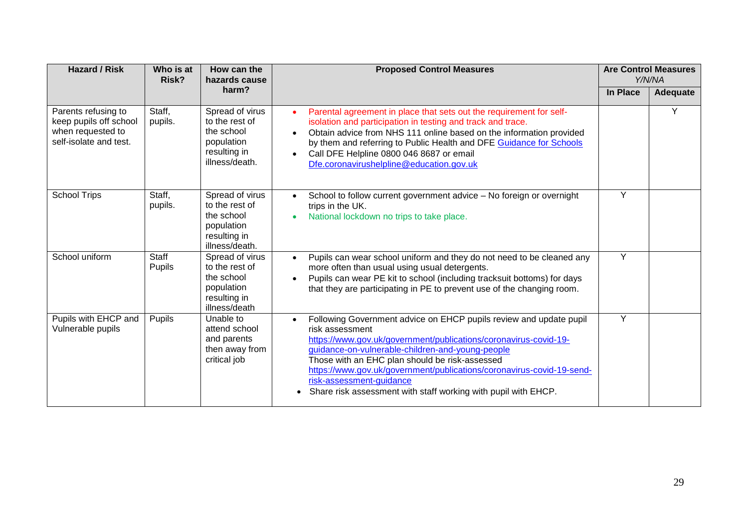| Hazard / Risk | Who is at Risk? | How can the hazards cause harm? | Proposed Control Measures | Are Control Measures *Y/N/NA* | |
|---|---|---|---|---|---|
| | | | | In Place | Adequate |
| Parents refusing to keep pupils off school when requested to self-isolate and test. | Staff, pupils. | Spread of virus to the rest of the school population resulting in illness/death. | • Parental agreement in place that sets out the requirement for self-isolation and participation in testing and track and trace.<br>• Obtain advice from NHS 111 online based on the information provided by them and referring to Public Health and DFE Guidance for Schools<br>• Call DFE Helpline 0800 046 8687 or email Dfe.coronavirushelpline@education.gov.uk | | Y |
| School Trips | Staff, pupils. | Spread of virus to the rest of the school population resulting in illness/death. | • School to follow current government advice – No foreign or overnight trips in the UK.<br>• National lockdown no trips to take place. | Y | |
| School uniform | Staff Pupils | Spread of virus to the rest of the school population resulting in illness/death | • Pupils can wear school uniform and they do not need to be cleaned any more often than usual using usual detergents.<br>• Pupils can wear PE kit to school (including tracksuit bottoms) for days that they are participating in PE to prevent use of the changing room. | Y | |
| Pupils with EHCP and Vulnerable pupils | Pupils | Unable to attend school and parents then away from critical job | • Following Government advice on EHCP pupils review and update pupil risk assessment https://www.gov.uk/government/publications/coronavirus-covid-19-guidance-on-vulnerable-children-and-young-people Those with an EHC plan should be risk-assessed https://www.gov.uk/government/publications/coronavirus-covid-19-send-risk-assessment-guidance<br>• Share risk assessment with staff working with pupil with EHCP. | Y | |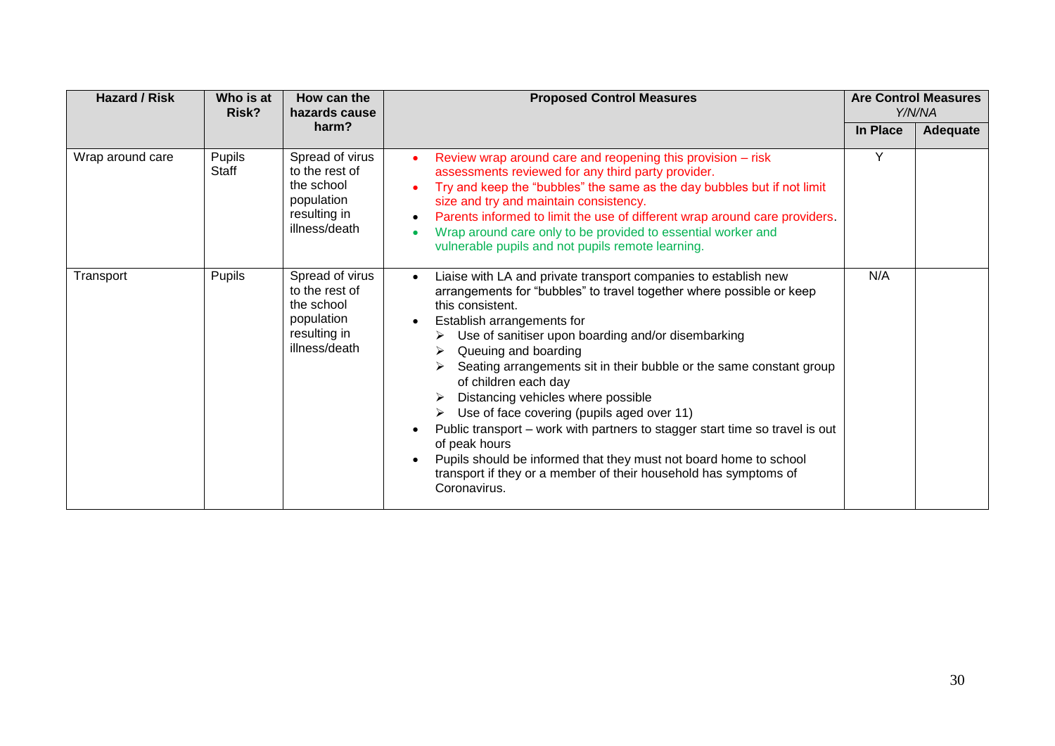| Hazard / Risk | Who is at Risk? | How can the hazards cause harm? | Proposed Control Measures | Are Control Measures *Y/N/NA* | |
|---|---|---|---|---|---|
| | | | | In Place | Adequate |
| Wrap around care | Pupils<br>Staff | Spread of virus to the rest of the school population resulting in illness/death | • Review wrap around care and reopening this provision – risk assessments reviewed for any third party provider.<br>• Try and keep the "bubbles" the same as the day bubbles but if not limit size and try and maintain consistency.<br>• Parents informed to limit the use of different wrap around care providers.<br>• Wrap around care only to be provided to essential worker and vulnerable pupils and not pupils remote learning. | Y | |
| Transport | Pupils | Spread of virus to the rest of the school population resulting in illness/death | • Liaise with LA and private transport companies to establish new arrangements for "bubbles" to travel together where possible or keep this consistent.<br>• Establish arrangements for<br>  ➢ Use of sanitiser upon boarding and/or disembarking<br>  ➢ Queuing and boarding<br>  ➢ Seating arrangements sit in their bubble or the same constant group of children each day<br>  ➢ Distancing vehicles where possible<br>  ➢ Use of face covering (pupils aged over 11)<br>• Public transport – work with partners to stagger start time so travel is out of peak hours<br>• Pupils should be informed that they must not board home to school transport if they or a member of their household has symptoms of Coronavirus. | N/A | |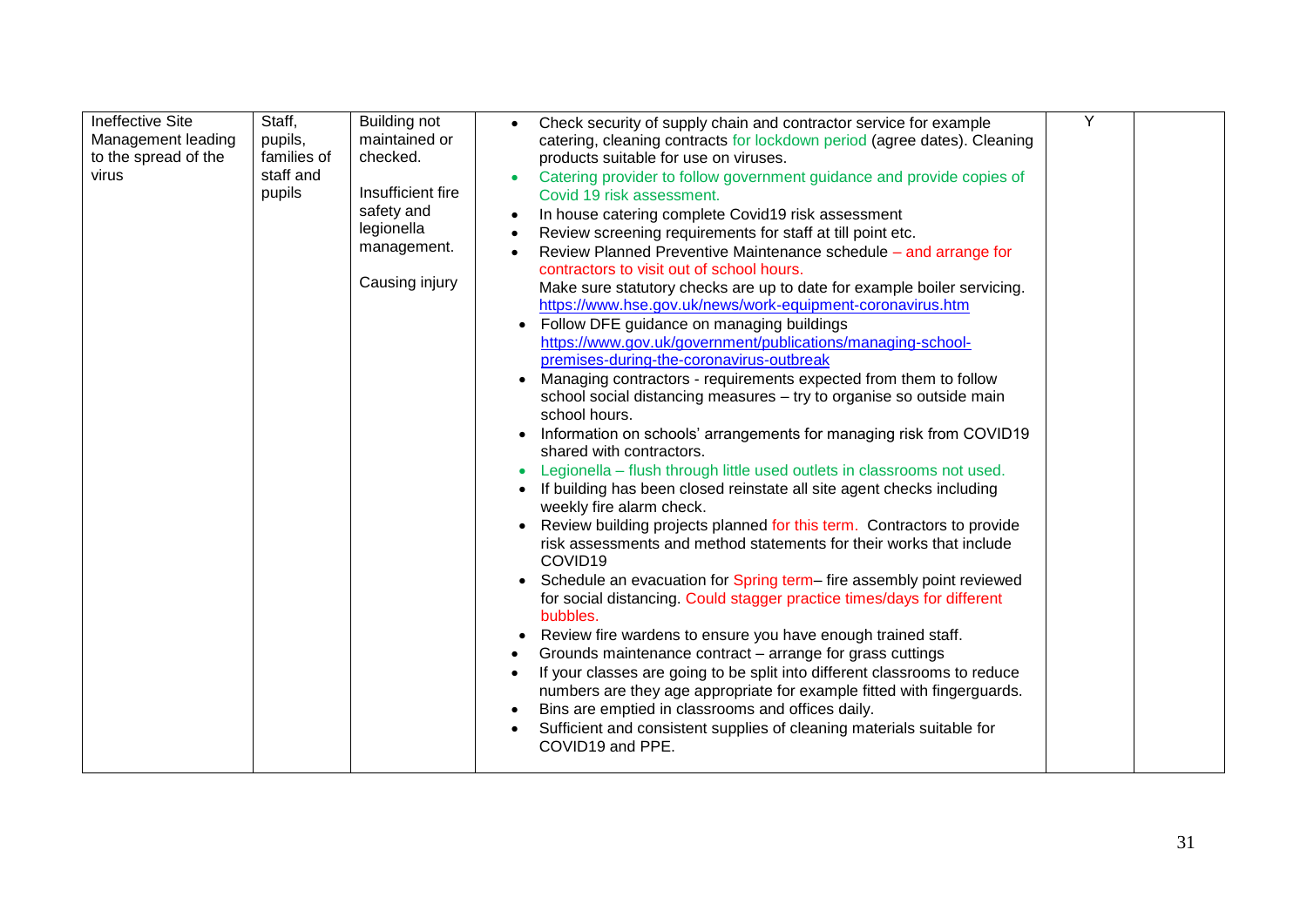| Ineffective Site Management leading to the spread of the virus | Staff, pupils, families of staff and pupils | Building not maintained or checked.<br><br>Insufficient fire safety and legionella management.<br><br>Causing injury | • Check security of supply chain and contractor service for example catering, cleaning contracts for lockdown period (agree dates). Cleaning products suitable for use on viruses.<br>• Catering provider to follow government guidance and provide copies of Covid 19 risk assessment.<br>• In house catering complete Covid19 risk assessment<br>• Review screening requirements for staff at till point etc.<br>• Review Planned Preventive Maintenance schedule – and arrange for contractors to visit out of school hours.<br>Make sure statutory checks are up to date for example boiler servicing. https://www.hse.gov.uk/news/work-equipment-coronavirus.htm<br>• Follow DFE guidance on managing buildings https://www.gov.uk/government/publications/managing-school-premises-during-the-coronavirus-outbreak<br>• Managing contractors - requirements expected from them to follow school social distancing measures – try to organise so outside main school hours.<br>• Information on schools' arrangements for managing risk from COVID19 shared with contractors.<br>• Legionella – flush through little used outlets in classrooms not used.<br>• If building has been closed reinstate all site agent checks including weekly fire alarm check.<br>• Review building projects planned for this term. Contractors to provide risk assessments and method statements for their works that include COVID19<br>• Schedule an evacuation for Spring term– fire assembly point reviewed for social distancing. Could stagger practice times/days for different bubbles.<br>• Review fire wardens to ensure you have enough trained staff.<br>• Grounds maintenance contract – arrange for grass cuttings<br>• If your classes are going to be split into different classrooms to reduce numbers are they age appropriate for example fitted with fingerguards.<br>• Bins are emptied in classrooms and offices daily.<br>• Sufficient and consistent supplies of cleaning materials suitable for COVID19 and PPE. | Y | |
|---|---|---|---|---|---|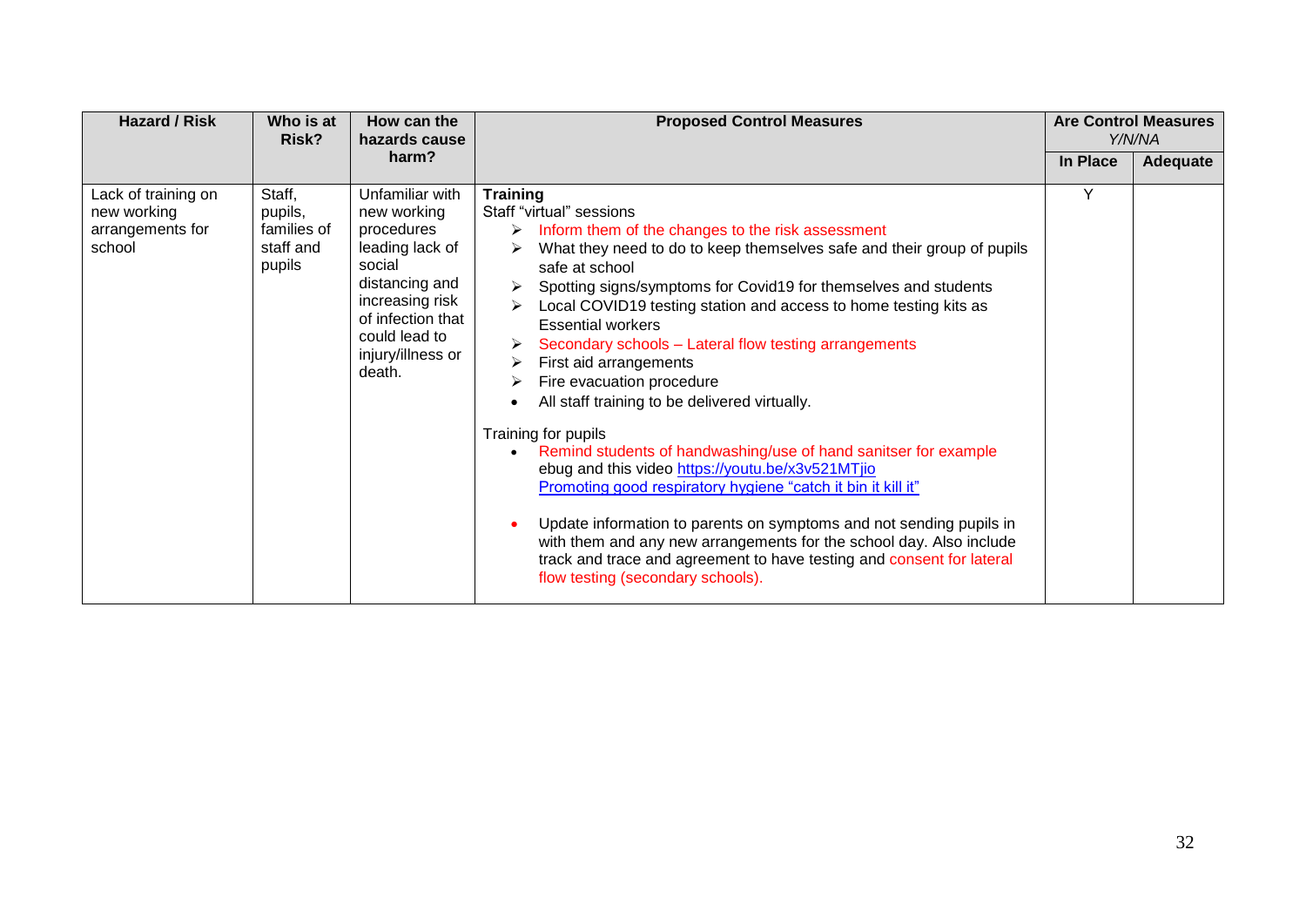| Hazard / Risk | Who is at Risk? | How can the hazards cause harm? | Proposed Control Measures | Are Control Measures *Y/N/NA* | |
|---|---|---|---|---|---|
| | | | | In Place | Adequate |
| Lack of training on new working arrangements for school | Staff, pupils, families of staff and pupils | Unfamiliar with new working procedures leading lack of social distancing and increasing risk of infection that could lead to injury/illness or death. | **Training**<br>Staff "virtual" sessions<br>➢ Inform them of the changes to the risk assessment<br>➢ What they need to do to keep themselves safe and their group of pupils safe at school<br>➢ Spotting signs/symptoms for Covid19 for themselves and students<br>➢ Local COVID19 testing station and access to home testing kits as Essential workers<br>➢ Secondary schools – Lateral flow testing arrangements<br>➢ First aid arrangements<br>➢ Fire evacuation procedure<br>• All staff training to be delivered virtually.<br><br>Training for pupils<br>• Remind students of handwashing/use of hand sanitser for example ebug and this video https://youtu.be/x3v521MTjio<br>Promoting good respiratory hygiene "catch it bin it kill it"<br><br>• Update information to parents on symptoms and not sending pupils in with them and any new arrangements for the school day. Also include track and trace and agreement to have testing and consent for lateral flow testing (secondary schools). | Y | |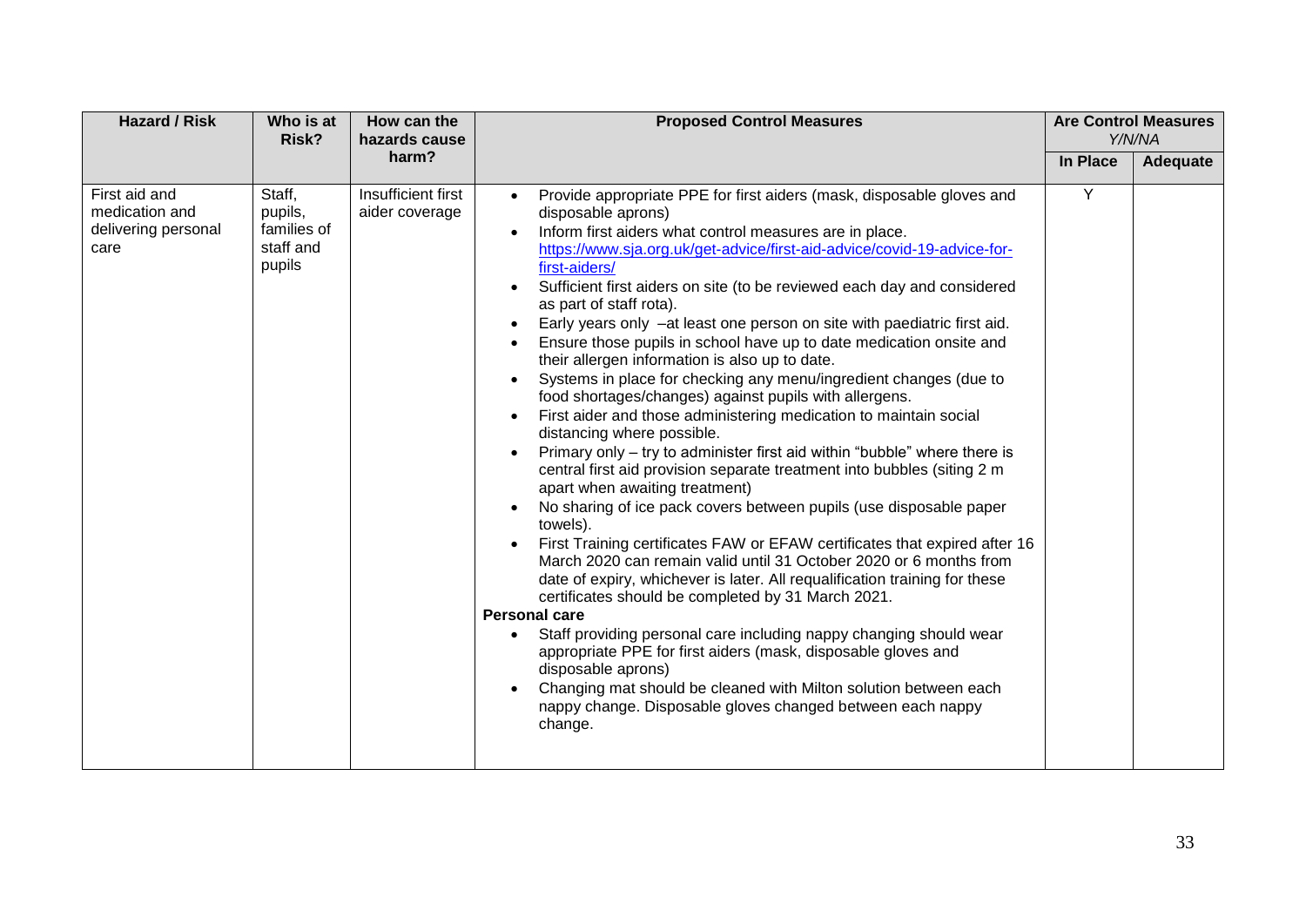| Hazard / Risk | Who is at Risk? | How can the hazards cause harm? | Proposed Control Measures | Are Control Measures *Y/N/NA* | |
|---|---|---|---|---|---|
| | | | | In Place | Adequate |
| First aid and medication and delivering personal care | Staff, pupils, families of staff and pupils | Insufficient first aider coverage | • Provide appropriate PPE for first aiders (mask, disposable gloves and disposable aprons)<br>• Inform first aiders what control measures are in place. [https://www.sja.org.uk/get-advice/first-aid-advice/covid-19-advice-for-first-aiders/](https://www.sja.org.uk/get-advice/first-aid-advice/covid-19-advice-for-first-aiders/)<br>• Sufficient first aiders on site (to be reviewed each day and considered as part of staff rota).<br>• Early years only –at least one person on site with paediatric first aid.<br>• Ensure those pupils in school have up to date medication onsite and their allergen information is also up to date.<br>• Systems in place for checking any menu/ingredient changes (due to food shortages/changes) against pupils with allergens.<br>• First aider and those administering medication to maintain social distancing where possible.<br>• Primary only – try to administer first aid within "bubble" where there is central first aid provision separate treatment into bubbles (siting 2 m apart when awaiting treatment)<br>• No sharing of ice pack covers between pupils (use disposable paper towels).<br>• First Training certificates FAW or EFAW certificates that expired after 16 March 2020 can remain valid until 31 October 2020 or 6 months from date of expiry, whichever is later. All requalification training for these certificates should be completed by 31 March 2021.<br>**Personal care**<br>• Staff providing personal care including nappy changing should wear appropriate PPE for first aiders (mask, disposable gloves and disposable aprons)<br>• Changing mat should be cleaned with Milton solution between each nappy change. Disposable gloves changed between each nappy change. | Y | |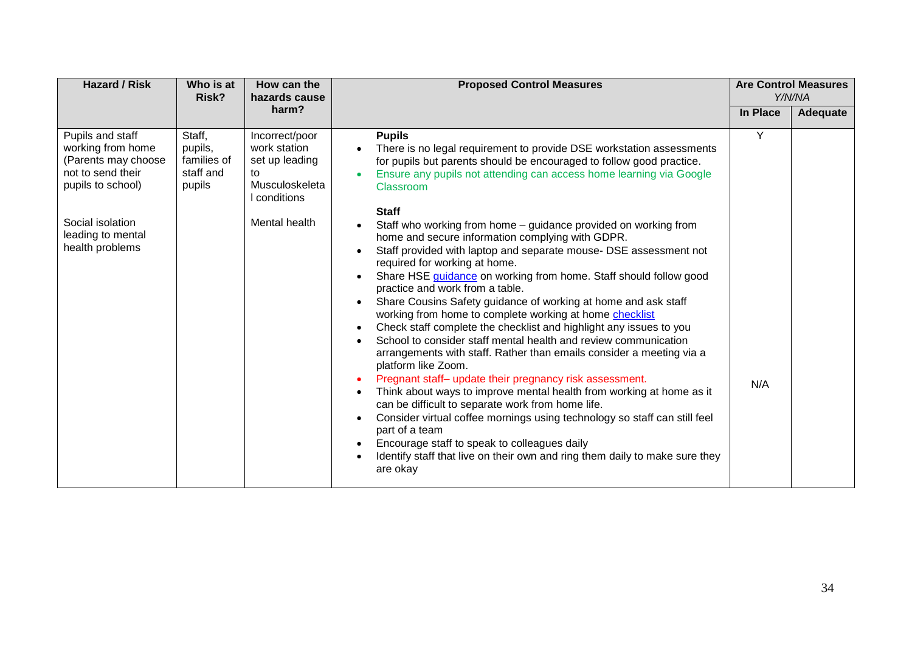| Hazard / Risk | Who is at Risk? | How can the hazards cause harm? | Proposed Control Measures | Are Control Measures *Y/N/NA* | |
|---|---|---|---|---|---|
| | | | | In Place | Adequate |
| Pupils and staff working from home (Parents may choose not to send their pupils to school)<br><br>Social isolation leading to mental health problems | Staff, pupils, families of staff and pupils | Incorrect/poor work station set up leading to Musculoskeletal conditions<br><br>Mental health | **Pupils**<br>• There is no legal requirement to provide DSE workstation assessments for pupils but parents should be encouraged to follow good practice.<br>• Ensure any pupils not attending can access home learning via Google Classroom<br><br>**Staff**<br>• Staff who working from home – guidance provided on working from home and secure information complying with GDPR.<br>• Staff provided with laptop and separate mouse- DSE assessment not required for working at home.<br>• Share HSE guidance on working from home. Staff should follow good practice and work from a table.<br>• Share Cousins Safety guidance of working at home and ask staff working from home to complete working at home checklist<br>• Check staff complete the checklist and highlight any issues to you<br>• School to consider staff mental health and review communication arrangements with staff. Rather than emails consider a meeting via a platform like Zoom.<br>• Pregnant staff– update their pregnancy risk assessment.<br>• Think about ways to improve mental health from working at home as it can be difficult to separate work from home life.<br>• Consider virtual coffee mornings using technology so staff can still feel part of a team<br>• Encourage staff to speak to colleagues daily<br>• Identify staff that live on their own and ring them daily to make sure they are okay | Y<br><br><br><br><br><br><br><br><br><br><br><br><br><br><br><br><br>N/A | |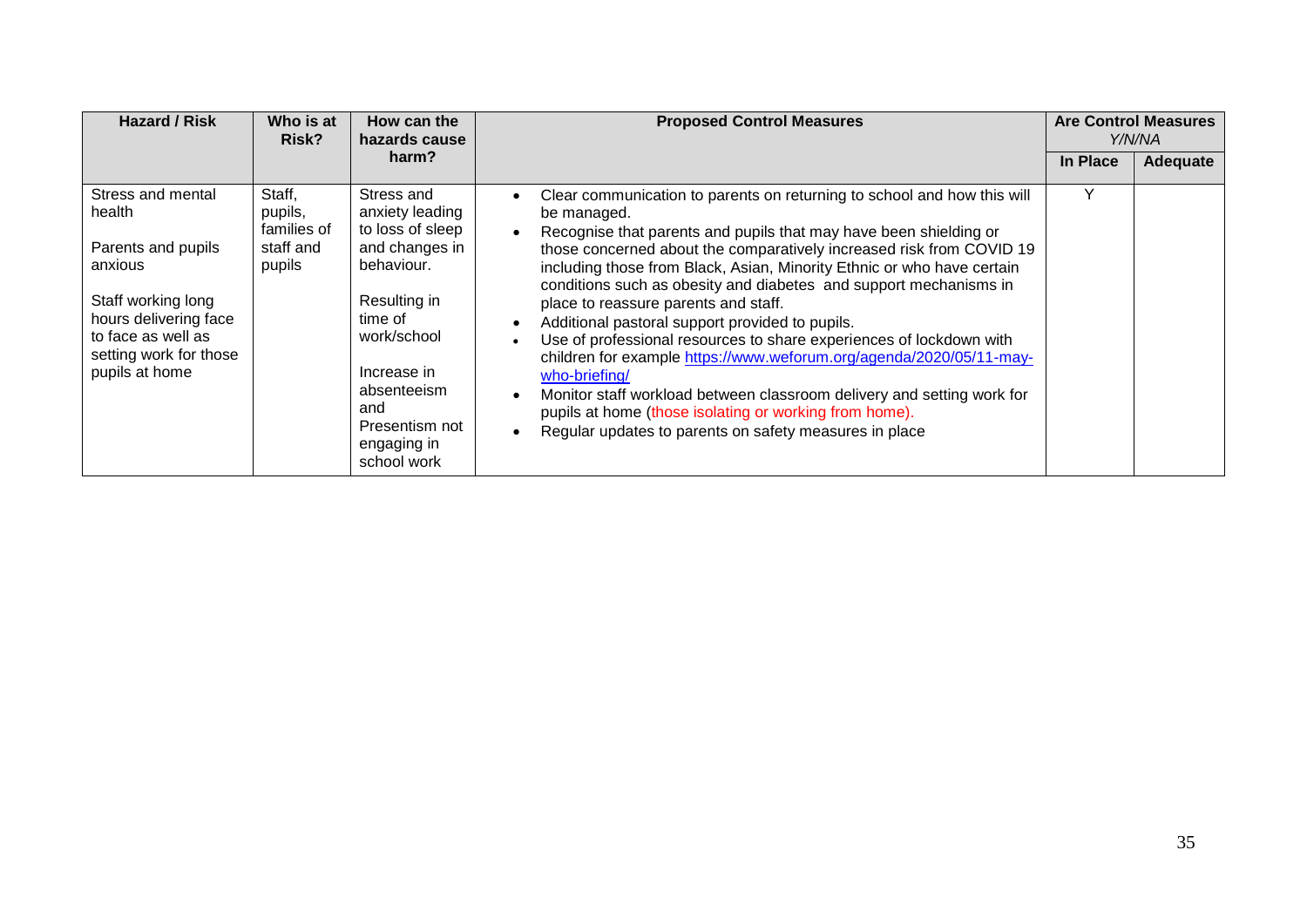| Hazard / Risk | Who is at Risk? | How can the hazards cause harm? | Proposed Control Measures | Are Control Measures *Y/N/NA* | |
|---|---|---|---|---|---|
| | | | | **In Place** | **Adequate** |
| Stress and mental health<br><br>Parents and pupils anxious<br><br>Staff working long hours delivering face to face as well as setting work for those pupils at home | Staff, pupils, families of staff and pupils | Stress and anxiety leading to loss of sleep and changes in behaviour.<br><br>Resulting in time of work/school<br><br>Increase in absenteeism and Presentism not engaging in school work | • Clear communication to parents on returning to school and how this will be managed.<br>• Recognise that parents and pupils that may have been shielding or those concerned about the comparatively increased risk from COVID 19 including those from Black, Asian, Minority Ethnic or who have certain conditions such as obesity and diabetes and support mechanisms in place to reassure parents and staff.<br>• Additional pastoral support provided to pupils.<br>• Use of professional resources to share experiences of lockdown with children for example https://www.weforum.org/agenda/2020/05/11-may-who-briefing/<br>• Monitor staff workload between classroom delivery and setting work for pupils at home (those isolating or working from home).<br>• Regular updates to parents on safety measures in place | Y | |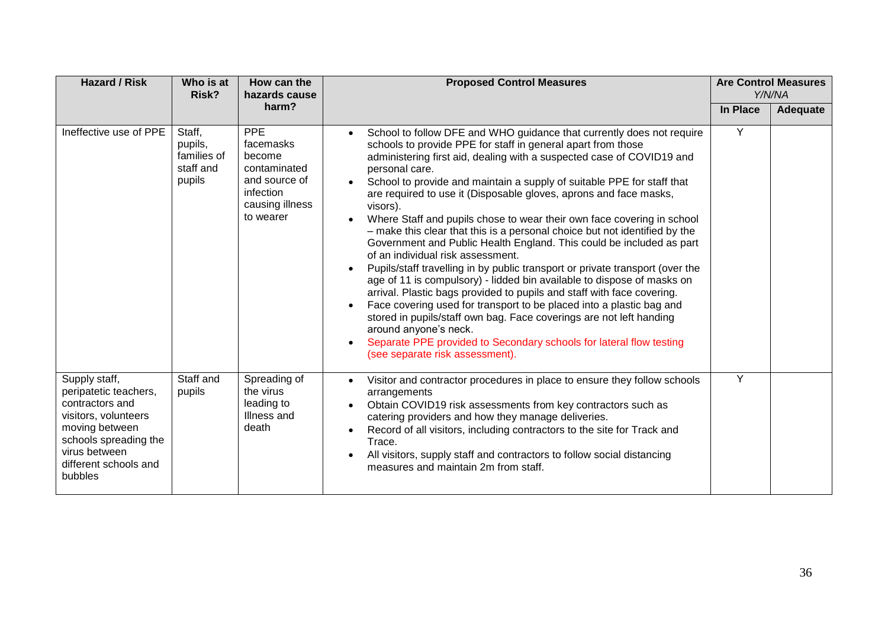| Hazard / Risk | Who is at Risk? | How can the hazards cause harm? | Proposed Control Measures | Are Control Measures *Y/N/NA* | |
|---|---|---|---|---|---|
| | | | | **In Place** | **Adequate** |
| Ineffective use of PPE | Staff, pupils, families of staff and pupils | PPE facemasks become contaminated and source of infection causing illness to wearer | • School to follow DFE and WHO guidance that currently does not require schools to provide PPE for staff in general apart from those administering first aid, dealing with a suspected case of COVID19 and personal care.<br>• School to provide and maintain a supply of suitable PPE for staff that are required to use it (Disposable gloves, aprons and face masks, visors).<br>• Where Staff and pupils chose to wear their own face covering in school – make this clear that this is a personal choice but not identified by the Government and Public Health England. This could be included as part of an individual risk assessment.<br>• Pupils/staff travelling in by public transport or private transport (over the age of 11 is compulsory) - lidded bin available to dispose of masks on arrival. Plastic bags provided to pupils and staff with face covering.<br>• Face covering used for transport to be placed into a plastic bag and stored in pupils/staff own bag. Face coverings are not left handing around anyone's neck.<br>• Separate PPE provided to Secondary schools for lateral flow testing (see separate risk assessment). | Y | |
| Supply staff, peripatetic teachers, contractors and visitors, volunteers moving between schools spreading the virus between different schools and bubbles | Staff and pupils | Spreading of the virus leading to Illness and death | • Visitor and contractor procedures in place to ensure they follow schools arrangements<br>• Obtain COVID19 risk assessments from key contractors such as catering providers and how they manage deliveries.<br>• Record of all visitors, including contractors to the site for Track and Trace.<br>• All visitors, supply staff and contractors to follow social distancing measures and maintain 2m from staff. | Y | |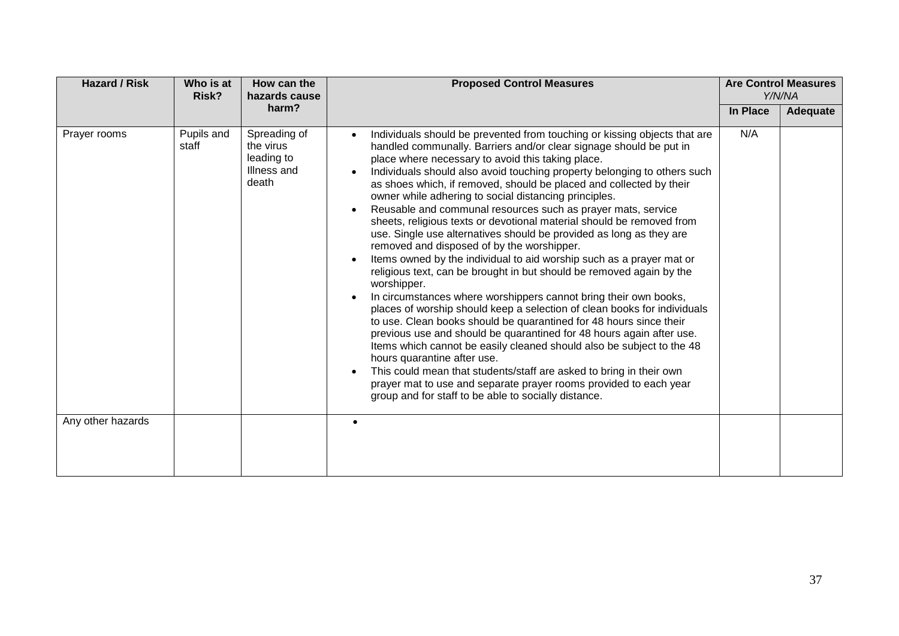| Hazard / Risk | Who is at Risk? | How can the hazards cause harm? | Proposed Control Measures | Are Control Measures *Y/N/NA* | |
|---|---|---|---|---|---|
| | | | | In Place | Adequate |
| Prayer rooms | Pupils and staff | Spreading of the virus leading to Illness and death | • Individuals should be prevented from touching or kissing objects that are handled communally. Barriers and/or clear signage should be put in place where necessary to avoid this taking place.<br>• Individuals should also avoid touching property belonging to others such as shoes which, if removed, should be placed and collected by their owner while adhering to social distancing principles.<br>• Reusable and communal resources such as prayer mats, service sheets, religious texts or devotional material should be removed from use. Single use alternatives should be provided as long as they are removed and disposed of by the worshipper.<br>• Items owned by the individual to aid worship such as a prayer mat or religious text, can be brought in but should be removed again by the worshipper.<br>• In circumstances where worshippers cannot bring their own books, places of worship should keep a selection of clean books for individuals to use. Clean books should be quarantined for 48 hours since their previous use and should be quarantined for 48 hours again after use. Items which cannot be easily cleaned should also be subject to the 48 hours quarantine after use.<br>• This could mean that students/staff are asked to bring in their own prayer mat to use and separate prayer rooms provided to each year group and for staff to be able to socially distance. | N/A | |
| Any other hazards | | | • | | |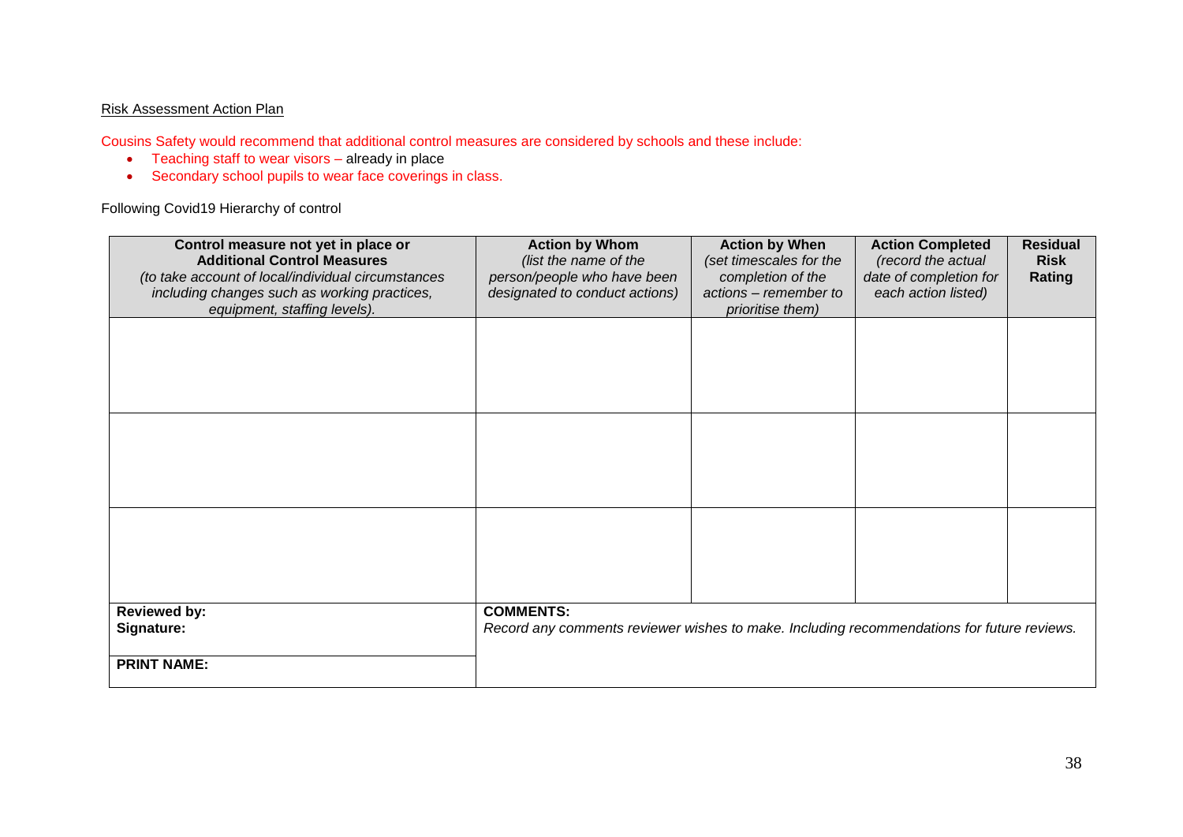Risk Assessment Action Plan

Cousins Safety would recommend that additional control measures are considered by schools and these include:

- Teaching staff to wear visors – already in place
- Secondary school pupils to wear face coverings in class.

Following Covid19 Hierarchy of control

| **Control measure not yet in place or Additional Control Measures** *(to take account of local/individual circumstances including changes such as working practices, equipment, staffing levels).* | **Action by Whom** *(list the name of the person/people who have been designated to conduct actions)* | **Action by When** *(set timescales for the completion of the actions – remember to prioritise them)* | **Action Completed** *(record the actual date of completion for each action listed)* | **Residual Risk Rating** |
|---|---|---|---|---|
| | | | | |
| | | | | |
| | | | | |
| **Reviewed by:** **Signature:** | **COMMENTS:** *Record any comments reviewer wishes to make. Including recommendations for future reviews.* | | | |
| **PRINT NAME:** | | | | |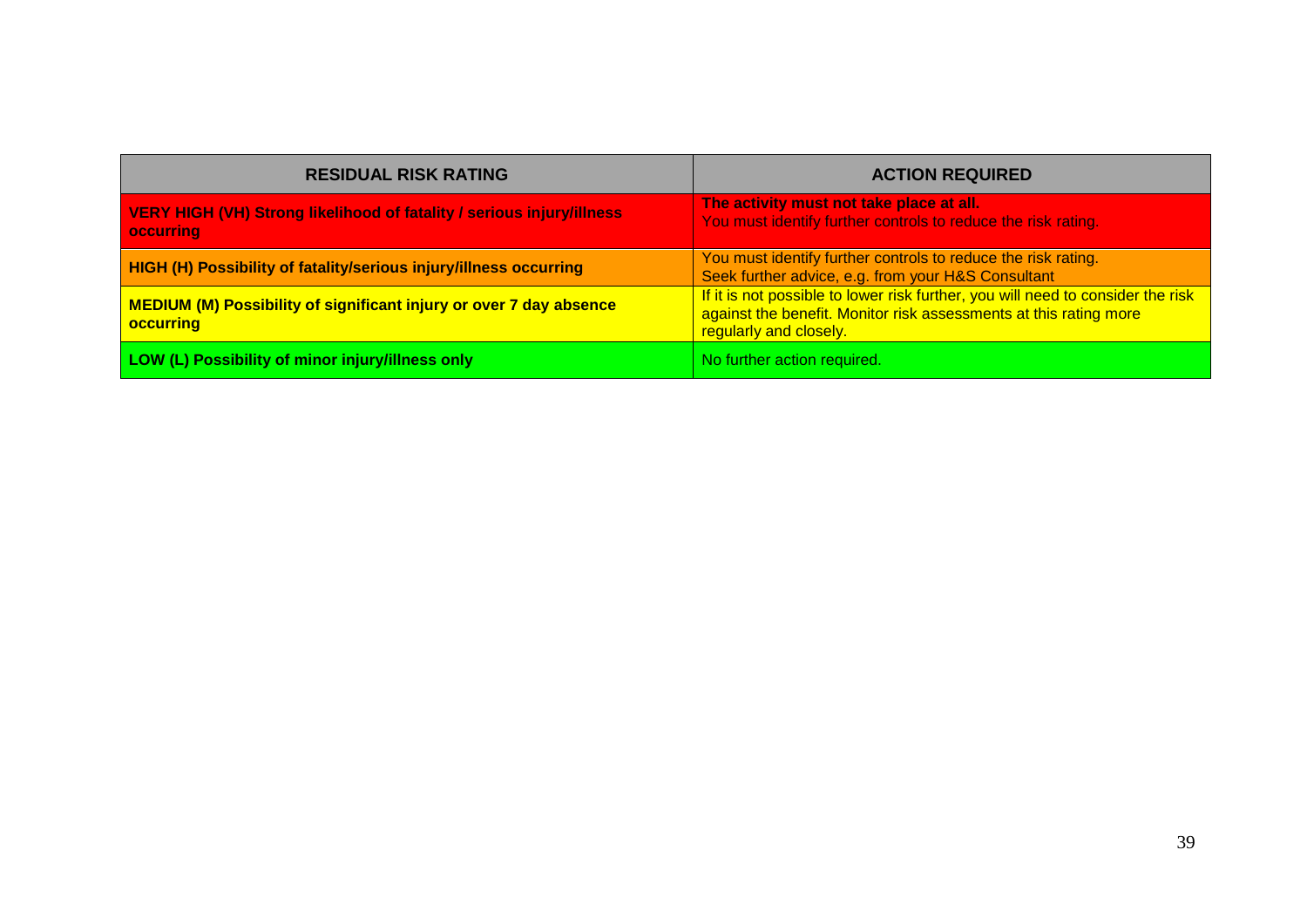| RESIDUAL RISK RATING | ACTION REQUIRED |
|---|---|
| **VERY HIGH (VH) Strong likelihood of fatality / serious injury/illness occurring** | **The activity must not take place at all.** You must identify further controls to reduce the risk rating. |
| **HIGH (H) Possibility of fatality/serious injury/illness occurring** | You must identify further controls to reduce the risk rating. Seek further advice, e.g. from your H&S Consultant |
| **MEDIUM (M) Possibility of significant injury or over 7 day absence occurring** | If it is not possible to lower risk further, you will need to consider the risk against the benefit. Monitor risk assessments at this rating more regularly and closely. |
| **LOW (L) Possibility of minor injury/illness only** | No further action required. |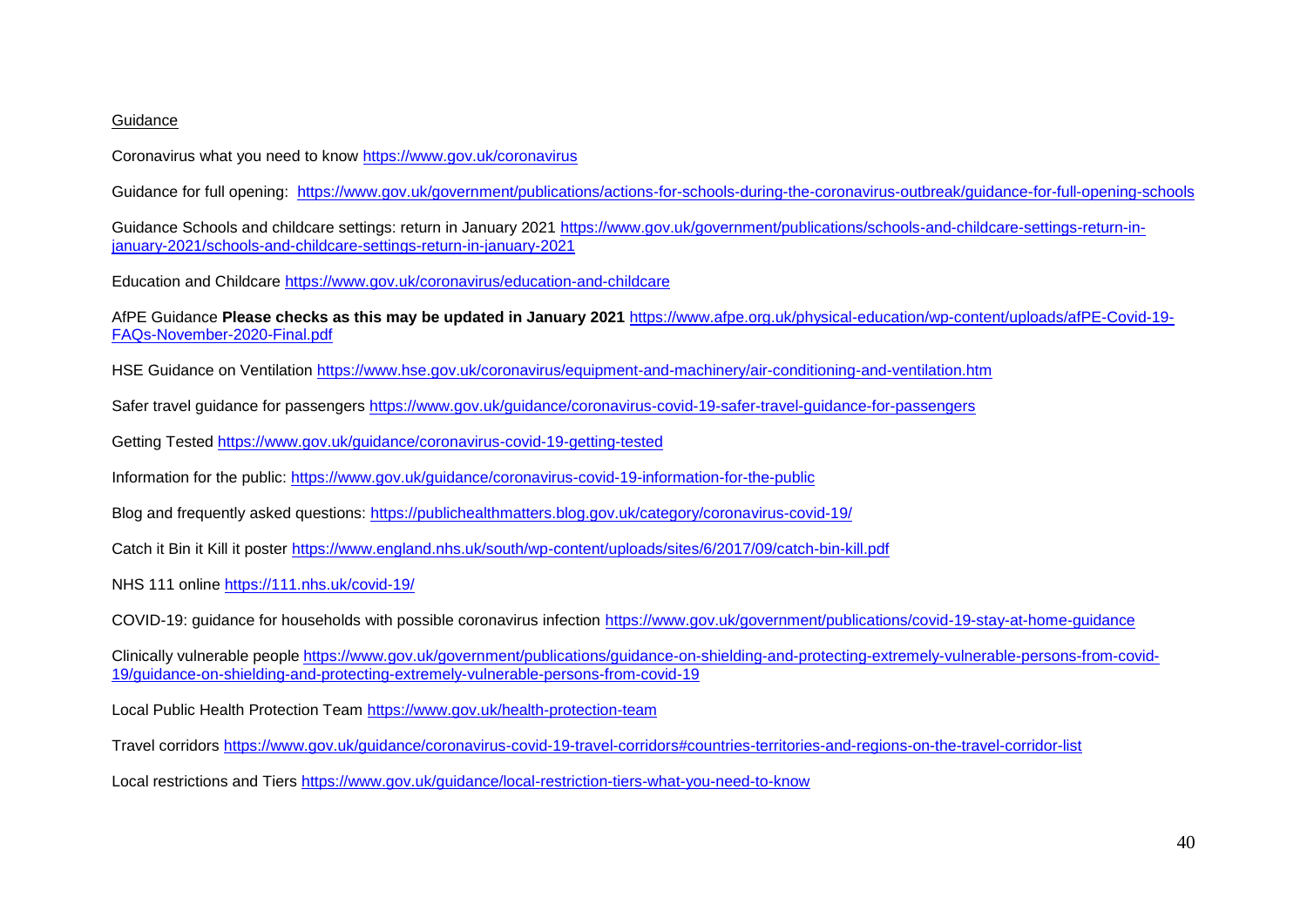<u>Guidance</u>

Coronavirus what you need to know https://www.gov.uk/coronavirus

Guidance for full opening: https://www.gov.uk/government/publications/actions-for-schools-during-the-coronavirus-outbreak/guidance-for-full-opening-schools

Guidance Schools and childcare settings: return in January 2021 https://www.gov.uk/government/publications/schools-and-childcare-settings-return-in-january-2021/schools-and-childcare-settings-return-in-january-2021

Education and Childcare https://www.gov.uk/coronavirus/education-and-childcare

AfPE Guidance **Please checks as this may be updated in January 2021** https://www.afpe.org.uk/physical-education/wp-content/uploads/afPE-Covid-19-FAQs-November-2020-Final.pdf

HSE Guidance on Ventilation https://www.hse.gov.uk/coronavirus/equipment-and-machinery/air-conditioning-and-ventilation.htm

Safer travel guidance for passengers https://www.gov.uk/guidance/coronavirus-covid-19-safer-travel-guidance-for-passengers

Getting Tested https://www.gov.uk/guidance/coronavirus-covid-19-getting-tested

Information for the public: https://www.gov.uk/guidance/coronavirus-covid-19-information-for-the-public

Blog and frequently asked questions: https://publichealthmatters.blog.gov.uk/category/coronavirus-covid-19/

Catch it Bin it Kill it poster https://www.england.nhs.uk/south/wp-content/uploads/sites/6/2017/09/catch-bin-kill.pdf

NHS 111 online https://111.nhs.uk/covid-19/

COVID-19: guidance for households with possible coronavirus infection https://www.gov.uk/government/publications/covid-19-stay-at-home-guidance

Clinically vulnerable people https://www.gov.uk/government/publications/guidance-on-shielding-and-protecting-extremely-vulnerable-persons-from-covid-19/guidance-on-shielding-and-protecting-extremely-vulnerable-persons-from-covid-19

Local Public Health Protection Team https://www.gov.uk/health-protection-team

Travel corridors https://www.gov.uk/guidance/coronavirus-covid-19-travel-corridors#countries-territories-and-regions-on-the-travel-corridor-list

Local restrictions and Tiers https://www.gov.uk/guidance/local-restriction-tiers-what-you-need-to-know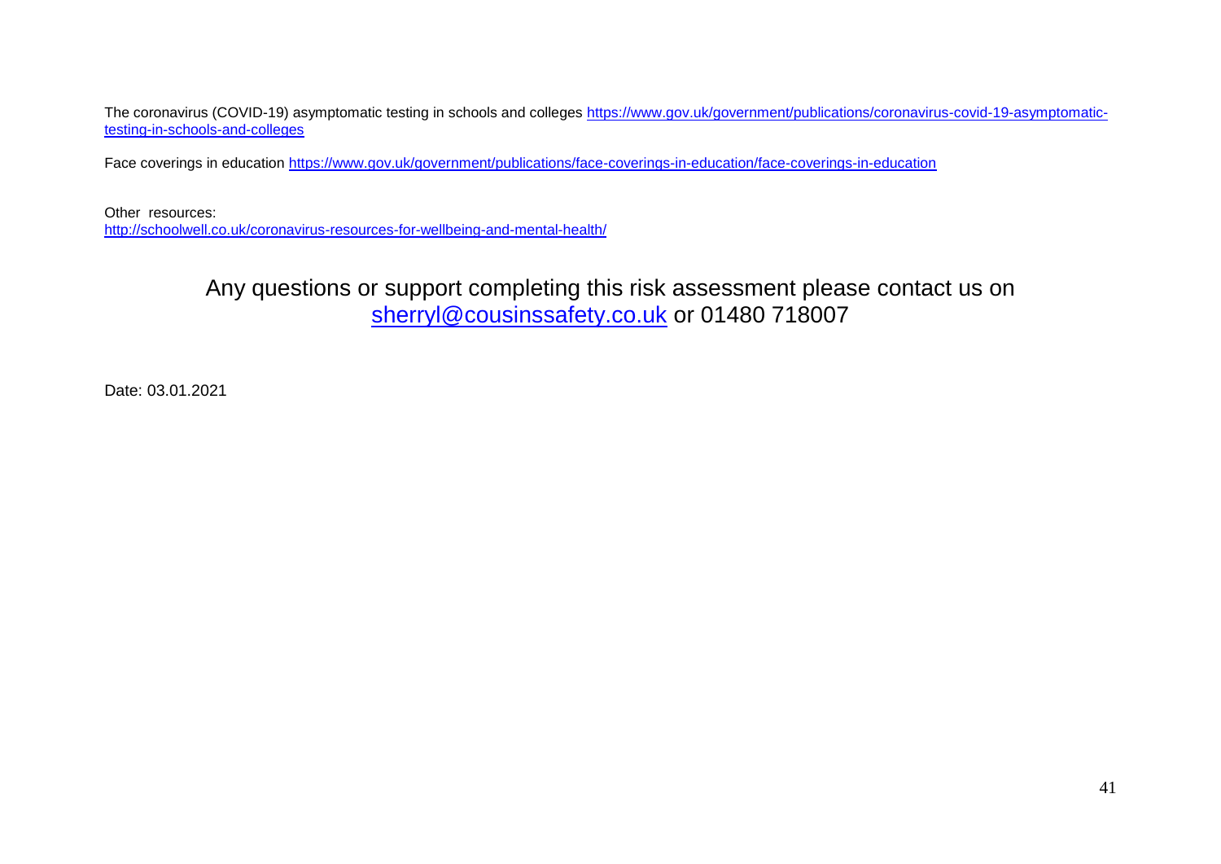The coronavirus (COVID-19) asymptomatic testing in schools and colleges [https://www.gov.uk/government/publications/coronavirus-covid-19-asymptomatic-testing-in-schools-and-colleges](https://www.gov.uk/government/publications/coronavirus-covid-19-asymptomatic-testing-in-schools-and-colleges)

Face coverings in education [https://www.gov.uk/government/publications/face-coverings-in-education/face-coverings-in-education](https://www.gov.uk/government/publications/face-coverings-in-education/face-coverings-in-education)

Other resources:
[http://schoolwell.co.uk/coronavirus-resources-for-wellbeing-and-mental-health/](http://schoolwell.co.uk/coronavirus-resources-for-wellbeing-and-mental-health/)

## Any questions or support completing this risk assessment please contact us on [sherryl@cousinssafety.co.uk](mailto:sherryl@cousinssafety.co.uk) or 01480 718007

Date: 03.01.2021